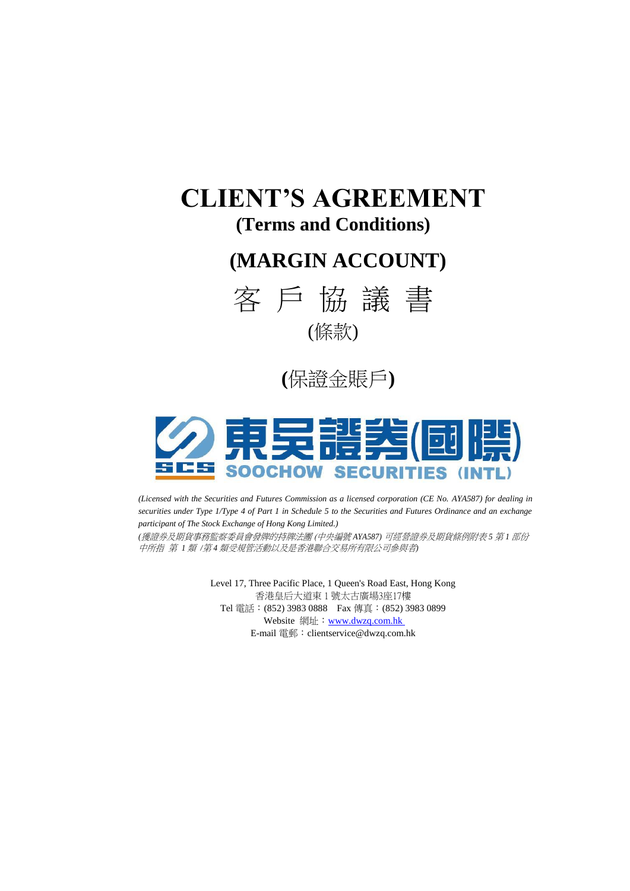# CLIENT'S AGREEMENT

**(Terms and Conditions)**

## (MARGIN ACCOUNT)

# 客 戶 協 議 書

(條款)

**(**保證金賬戶**)**

東吳證券(國際)

SCS SOOCHOW SECURITIES (INTL)

*(Licensed with the Securities and Futures Commission as a licensed corporation (CE No. AYA587) for dealing in securities under Type 1/Type 4 of Part 1 in Schedule 5 to the Securities and Futures Ordinance and an exchange participant of The Stock Exchange of Hong Kong Limited.)*

*(獲證券及期貨事務監察委員會發牌的持牌法團 (中央編號 AYA587) 可經營證券及期貨條例附表 5 第 1 部份中所指 第 1 類 /第 4 類受規管活動以及是香港聯合交易所有限公司參與者)*

Level 17, Three Pacific Place, 1 Queen's Road East, Hong Kong
香港皇后大道東 1 號太古廣場3座17樓
Tel 電話：(852) 3983 0888  Fax 傳真：(852) 3983 0899
Website 網址：www.dwzq.com.hk
E-mail 電郵：clientservice@dwzq.com.hk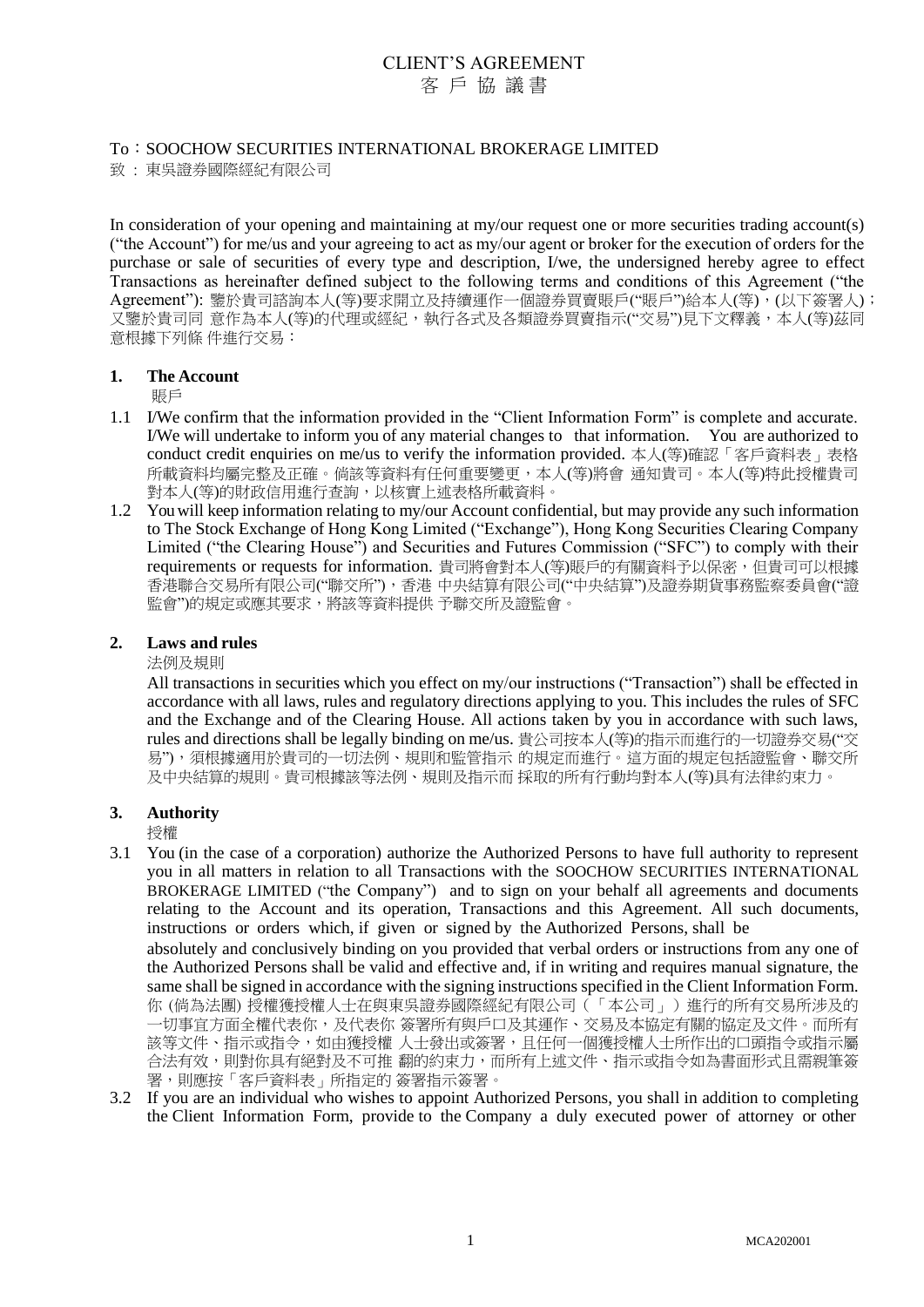# CLIENT'S AGREEMENT
# 客 戶 協 議 書

To：SOOCHOW SECURITIES INTERNATIONAL BROKERAGE LIMITED
致 : 東吳證券國際經紀有限公司

In consideration of your opening and maintaining at my/our request one or more securities trading account(s) ("the Account") for me/us and your agreeing to act as my/our agent or broker for the execution of orders for the purchase or sale of securities of every type and description, I/we, the undersigned hereby agree to effect Transactions as hereinafter defined subject to the following terms and conditions of this Agreement ("the Agreement"): 鑒於貴司諮詢本人(等)要求開立及持續運作一個證券買賣賬戶("賬戶")給本人(等)，(以下簽署人)；又鑒於貴司同 意作為本人(等)的代理或經紀，執行各式及各類證券買賣指示("交易")見下文釋義，本人(等)茲同意根據下列條 件進行交易：

**1. The Account**
賬戶

1.1 I/We confirm that the information provided in the "Client Information Form" is complete and accurate. I/We will undertake to inform you of any material changes to that information. You are authorized to conduct credit enquiries on me/us to verify the information provided. 本人(等)確認「客戶資料表」表格所載資料均屬完整及正確。倘該等資料有任何重要變更，本人(等)將會 通知貴司。本人(等)特此授權貴司對本人(等)的財政信用進行查詢，以核實上述表格所載資料。

1.2 You will keep information relating to my/our Account confidential, but may provide any such information to The Stock Exchange of Hong Kong Limited ("Exchange"), Hong Kong Securities Clearing Company Limited ("the Clearing House") and Securities and Futures Commission ("SFC") to comply with their requirements or requests for information. 貴司將會對本人(等)賬戶的有關資料予以保密，但貴司可以根據香港聯合交易所有限公司("聯交所")，香港 中央結算有限公司("中央結算")及證券期貨事務監察委員會("證監會")的規定或應其要求，將該等資料提供 予聯交所及證監會。

**2. Laws and rules**
法例及規則

All transactions in securities which you effect on my/our instructions ("Transaction") shall be effected in accordance with all laws, rules and regulatory directions applying to you. This includes the rules of SFC and the Exchange and of the Clearing House. All actions taken by you in accordance with such laws, rules and directions shall be legally binding on me/us. 貴公司按本人(等)的指示而進行的一切證券交易("交易")，須根據適用於貴司的一切法例、規則和監管指示 的規定而進行。這方面的規定包括證監會、聯交所及中央結算的規則。貴司根據該等法例、規則及指示而 採取的所有行動均對本人(等)具有法律約束力。

**3. Authority**
授權

3.1 You (in the case of a corporation) authorize the Authorized Persons to have full authority to represent you in all matters in relation to all Transactions with the SOOCHOW SECURITIES INTERNATIONAL BROKERAGE LIMITED ("the Company") and to sign on your behalf all agreements and documents relating to the Account and its operation, Transactions and this Agreement. All such documents, instructions or orders which, if given or signed by the Authorized Persons, shall be absolutely and conclusively binding on you provided that verbal orders or instructions from any one of the Authorized Persons shall be valid and effective and, if in writing and requires manual signature, the same shall be signed in accordance with the signing instructions specified in the Client Information Form. 你 (倘為法團) 授權獲授權人士在與東吳證券國際經紀有限公司（「本公司」）進行的所有交易所涉及的一切事宜方面全權代表你，及代表你 簽署所有與戶口及其運作、交易及本協定有關的協定及文件。而所有該等文件、指示或指令，如由獲授權 人士發出或簽署，且任何一個獲授權人士所作出的口頭指令或指示屬合法有效，則對你具有絕對及不可推 翻的約束力，而所有上述文件、指示或指令如為書面形式且需親筆簽署，則應按「客戶資料表」所指定的 簽署指示簽署。

3.2 If you are an individual who wishes to appoint Authorized Persons, you shall in addition to completing the Client Information Form, provide to the Company a duly executed power of attorney or other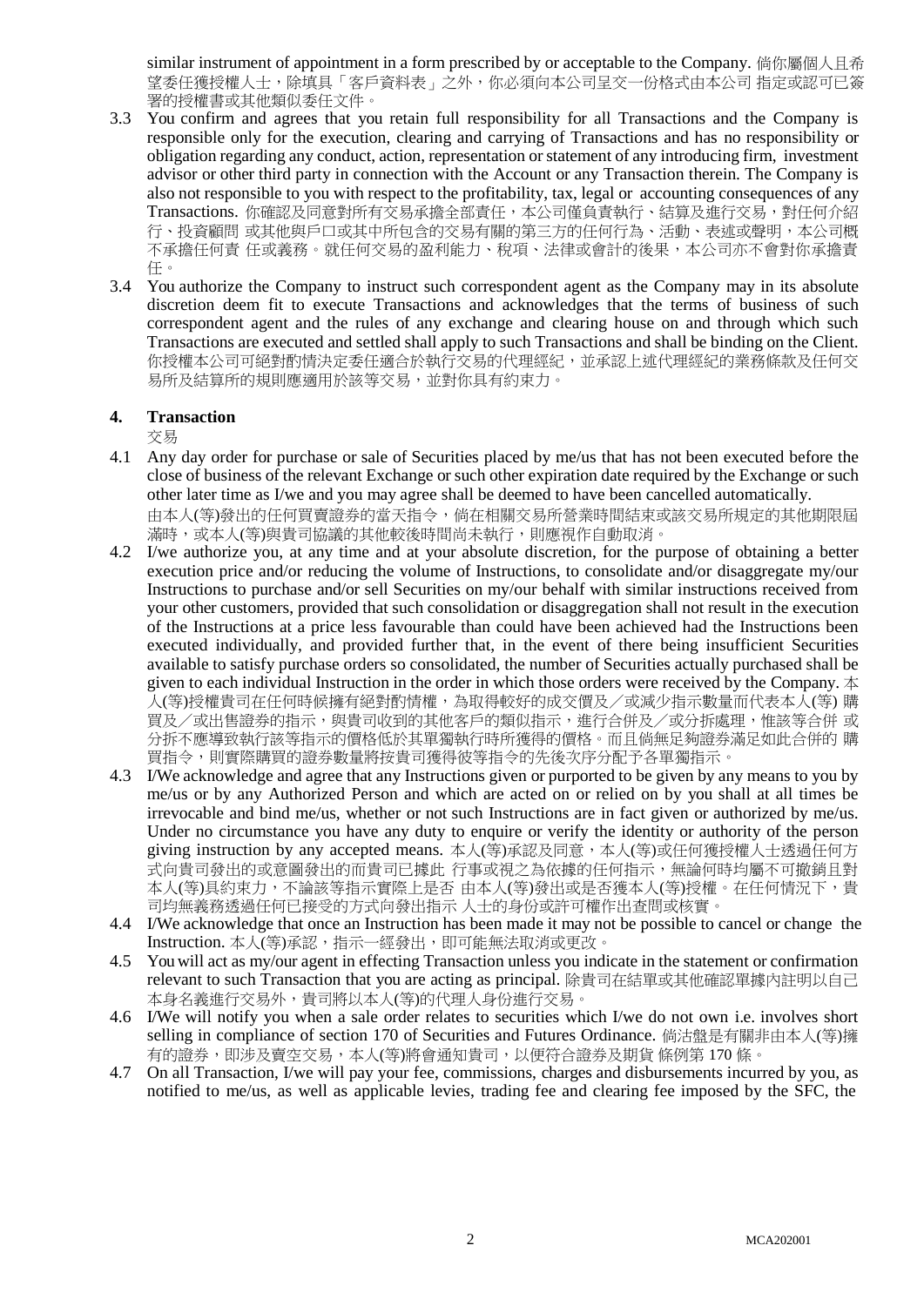similar instrument of appointment in a form prescribed by or acceptable to the Company. 倘你屬個人且希望委任獲授權人士，除填具「客戶資料表」之外，你必須向本公司呈交一份格式由本公司 指定或認可已簽署的授權書或其他類似委任文件。

3.3 You confirm and agrees that you retain full responsibility for all Transactions and the Company is responsible only for the execution, clearing and carrying of Transactions and has no responsibility or obligation regarding any conduct, action, representation or statement of any introducing firm, investment advisor or other third party in connection with the Account or any Transaction therein. The Company is also not responsible to you with respect to the profitability, tax, legal or accounting consequences of any Transactions. 你確認及同意對所有交易承擔全部責任，本公司僅負責執行、結算及進行交易，對任何介紹行、投資顧問 或其他與戶口或其中所包含的交易有關的第三方的任何行為、活動、表述或聲明，本公司概不承擔任何責 任或義務。就任何交易的盈利能力、稅項、法律或會計的後果，本公司亦不會對你承擔責任。

3.4 You authorize the Company to instruct such correspondent agent as the Company may in its absolute discretion deem fit to execute Transactions and acknowledges that the terms of business of such correspondent agent and the rules of any exchange and clearing house on and through which such Transactions are executed and settled shall apply to such Transactions and shall be binding on the Client. 你授權本公司可絕對酌情決定委任適合於執行交易的代理經紀，並承認上述代理經紀的業務條款及任何交易所及結算所的規則應適用於該等交易，並對你具有約束力。

## 4. Transaction

交易

4.1 Any day order for purchase or sale of Securities placed by me/us that has not been executed before the close of business of the relevant Exchange or such other expiration date required by the Exchange or such other later time as I/we and you may agree shall be deemed to have been cancelled automatically.
由本人(等)發出的任何買賣證券的當天指令，倘在相關交易所營業時間結束或該交易所規定的其他期限屆滿時，或本人(等)與貴司協議的其他較後時間尚未執行，則應視作自動取消。

4.2 I/we authorize you, at any time and at your absolute discretion, for the purpose of obtaining a better execution price and/or reducing the volume of Instructions, to consolidate and/or disaggregate my/our Instructions to purchase and/or sell Securities on my/our behalf with similar instructions received from your other customers, provided that such consolidation or disaggregation shall not result in the execution of the Instructions at a price less favourable than could have been achieved had the Instructions been executed individually, and provided further that, in the event of there being insufficient Securities available to satisfy purchase orders so consolidated, the number of Securities actually purchased shall be given to each individual Instruction in the order in which those orders were received by the Company. 本人(等)授權貴司在任何時候擁有絕對酌情權，為取得較好的成交價及／或減少指示數量而代表本人(等) 購買及／或出售證券的指示，與貴司收到的其他客戶的類似指示，進行合併及／或分拆處理，惟該等合併 或分拆不應導致執行該等指示的價格低於其單獨執行時所獲得的價格。而且倘無足夠證券滿足如此合併的 購買指令，則實際購買的證券數量將按貴司獲得彼等指令的先後次序分配予各單獨指示。

4.3 I/We acknowledge and agree that any Instructions given or purported to be given by any means to you by me/us or by any Authorized Person and which are acted on or relied on by you shall at all times be irrevocable and bind me/us, whether or not such Instructions are in fact given or authorized by me/us. Under no circumstance you have any duty to enquire or verify the identity or authority of the person giving instruction by any accepted means. 本人(等)承認及同意，本人(等)或任何獲授權人士透過任何方式向貴司發出的或意圖發出的而貴司已據此 行事或視之為依據的任何指示，無論何時均屬不可撤銷且對本人(等)具約束力，不論該等指示實際上是否 由本人(等)發出或是否獲本人(等)授權。在任何情況下，貴司均無義務透過任何已接受的方式向發出指示 人士的身份或許可權作出查問或核實。

4.4 I/We acknowledge that once an Instruction has been made it may not be possible to cancel or change the Instruction. 本人(等)承認，指示一經發出，即可能無法取消或更改。

4.5 You will act as my/our agent in effecting Transaction unless you indicate in the statement or confirmation relevant to such Transaction that you are acting as principal. 除貴司在結單或其他確認單據內註明以自己本身名義進行交易外，貴司將以本人(等)的代理人身份進行交易。

4.6 I/We will notify you when a sale order relates to securities which I/we do not own i.e. involves short selling in compliance of section 170 of Securities and Futures Ordinance. 倘沽盤是有關非由本人(等)擁有的證券，即涉及賣空交易，本人(等)將會通知貴司，以便符合證券及期貨 條例第 170 條。

4.7 On all Transaction, I/we will pay your fee, commissions, charges and disbursements incurred by you, as notified to me/us, as well as applicable levies, trading fee and clearing fee imposed by the SFC, the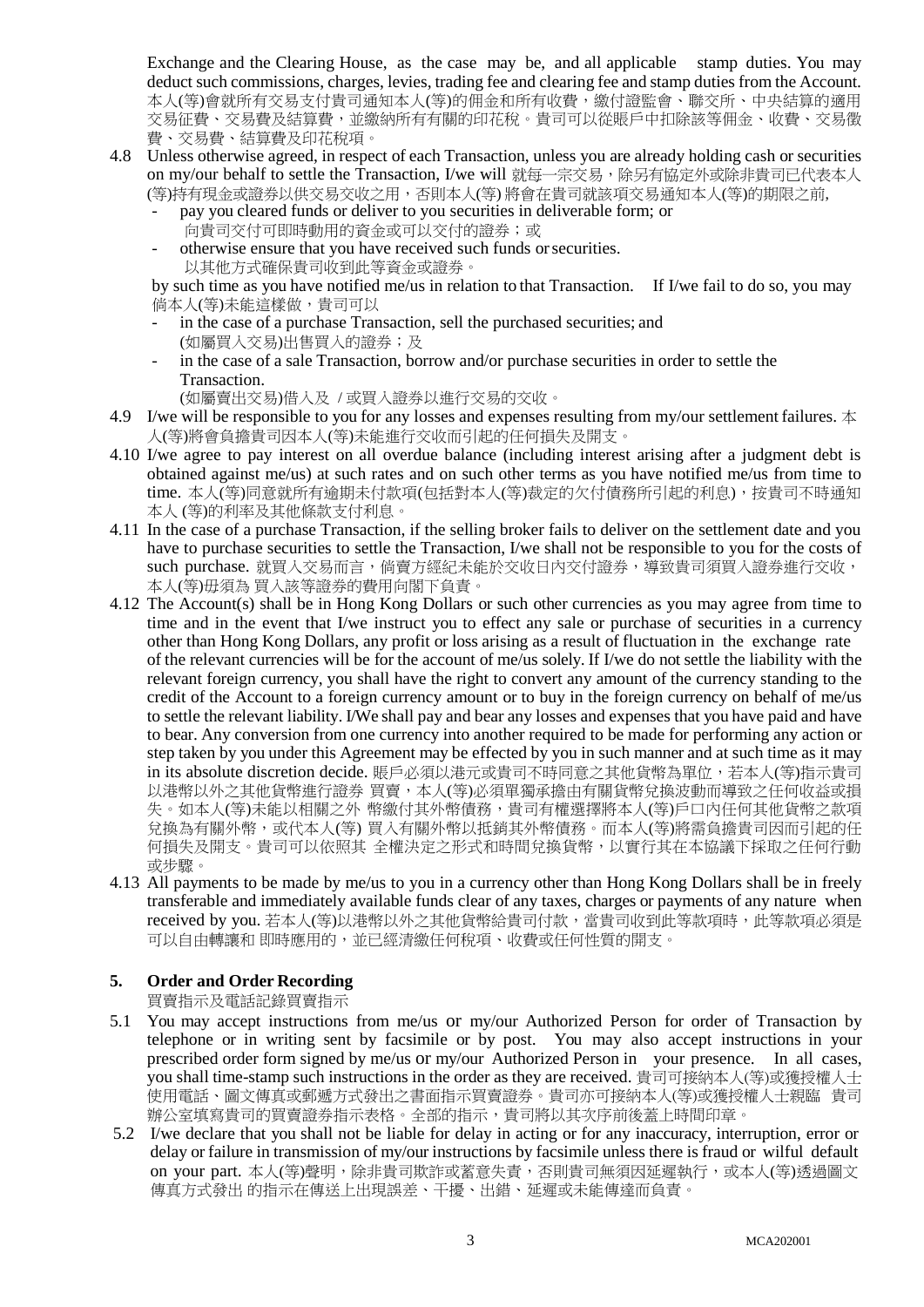Exchange and the Clearing House, as the case may be, and all applicable stamp duties. You may deduct such commissions, charges, levies, trading fee and clearing fee and stamp duties from the Account. 本人(等)會就所有交易支付貴司通知本人(等)的佣金和所有收費，繳付證監會、聯交所、中央結算的適用交易征費、交易費及結算費，並繳納所有有關的印花稅。貴司可以從賬戶中扣除該等佣金、收費、交易徵費、交易費、結算費及印花稅項。

4.8 Unless otherwise agreed, in respect of each Transaction, unless you are already holding cash or securities on my/our behalf to settle the Transaction, I/we will 就每一宗交易，除另有協定外或除非貴司已代表本人(等)持有現金或證券以供交易交收之用，否則本人(等) 將會在貴司就該項交易通知本人(等)的期限之前,

- pay you cleared funds or deliver to you securities in deliverable form; or
  向貴司交付可即時動用的資金或可以交付的證券；或
- otherwise ensure that you have received such funds or securities.
  以其他方式確保貴司收到此等資金或證券。

by such time as you have notified me/us in relation to that Transaction. If I/we fail to do so, you may 倘本人(等)未能這樣做，貴司可以

- in the case of a purchase Transaction, sell the purchased securities; and
  (如屬買入交易)出售買入的證券；及
- in the case of a sale Transaction, borrow and/or purchase securities in order to settle the Transaction.
  (如屬賣出交易)借入及 / 或買入證券以進行交易的交收。

4.9 I/we will be responsible to you for any losses and expenses resulting from my/our settlement failures. 本人(等)將會負擔貴司因本人(等)未能進行交收而引起的任何損失及開支。

4.10 I/we agree to pay interest on all overdue balance (including interest arising after a judgment debt is obtained against me/us) at such rates and on such other terms as you have notified me/us from time to time. 本人(等)同意就所有逾期未付款項(包括對本人(等)裁定的欠付債務所引起的利息)，按貴司不時通知本人 (等)的利率及其他條款支付利息。

4.11 In the case of a purchase Transaction, if the selling broker fails to deliver on the settlement date and you have to purchase securities to settle the Transaction, I/we shall not be responsible to you for the costs of such purchase. 就買入交易而言，倘賣方經紀未能於交收日內交付證券，導致貴司須買入證券進行交收，本人(等)毋須為 買入該等證券的費用向閣下負責。

4.12 The Account(s) shall be in Hong Kong Dollars or such other currencies as you may agree from time to time and in the event that I/we instruct you to effect any sale or purchase of securities in a currency other than Hong Kong Dollars, any profit or loss arising as a result of fluctuation in the exchange rate of the relevant currencies will be for the account of me/us solely. If I/we do not settle the liability with the relevant foreign currency, you shall have the right to convert any amount of the currency standing to the credit of the Account to a foreign currency amount or to buy in the foreign currency on behalf of me/us to settle the relevant liability. I/We shall pay and bear any losses and expenses that you have paid and have to bear. Any conversion from one currency into another required to be made for performing any action or step taken by you under this Agreement may be effected by you in such manner and at such time as it may in its absolute discretion decide. 賬戶必須以港元或貴司不時同意之其他貨幣為單位，若本人(等)指示貴司以港幣以外之其他貨幣進行證券 買賣，本人(等)必須單獨承擔由有關貨幣兌換波動而導致之任何收益或損失。如本人(等)未能以相關之外 幣繳付其外幣債務，貴司有權選擇將本人(等)戶口內任何其他貨幣之款項兌換為有關外幣，或代本人(等) 買入有關外幣以抵銷其外幣債務。而本人(等)將需負擔貴司因而引起的任何損失及開支。貴司可以依照其 全權決定之形式和時間兌換貨幣，以實行其在本協議下採取之任何行動或步驟。

4.13 All payments to be made by me/us to you in a currency other than Hong Kong Dollars shall be in freely transferable and immediately available funds clear of any taxes, charges or payments of any nature when received by you. 若本人(等)以港幣以外之其他貨幣給貴司付款，當貴司收到此等款項時，此等款項必須是可以自由轉讓和 即時應用的，並已經清繳任何稅項、收費或任何性質的開支。

## 5. Order and Order Recording

買賣指示及電話記錄買賣指示

5.1 You may accept instructions from me/us or my/our Authorized Person for order of Transaction by telephone or in writing sent by facsimile or by post. You may also accept instructions in your prescribed order form signed by me/us or my/our Authorized Person in your presence. In all cases, you shall time-stamp such instructions in the order as they are received. 貴司可接納本人(等)或獲授權人士使用電話、圖文傳真或郵遞方式發出之書面指示買賣證券。貴司亦可接納本人(等)或獲授權人士親臨 貴司辦公室填寫貴司的買賣證券指示表格。全部的指示，貴司將以其次序前後蓋上時間印章。

5.2 I/we declare that you shall not be liable for delay in acting or for any inaccuracy, interruption, error or delay or failure in transmission of my/our instructions by facsimile unless there is fraud or wilful default on your part. 本人(等)聲明，除非貴司欺詐或蓄意失責，否則貴司無須因延遲執行，或本人(等)透過圖文傳真方式發出 的指示在傳送上出現誤差、干擾、出錯、延遲或未能傳達而負責。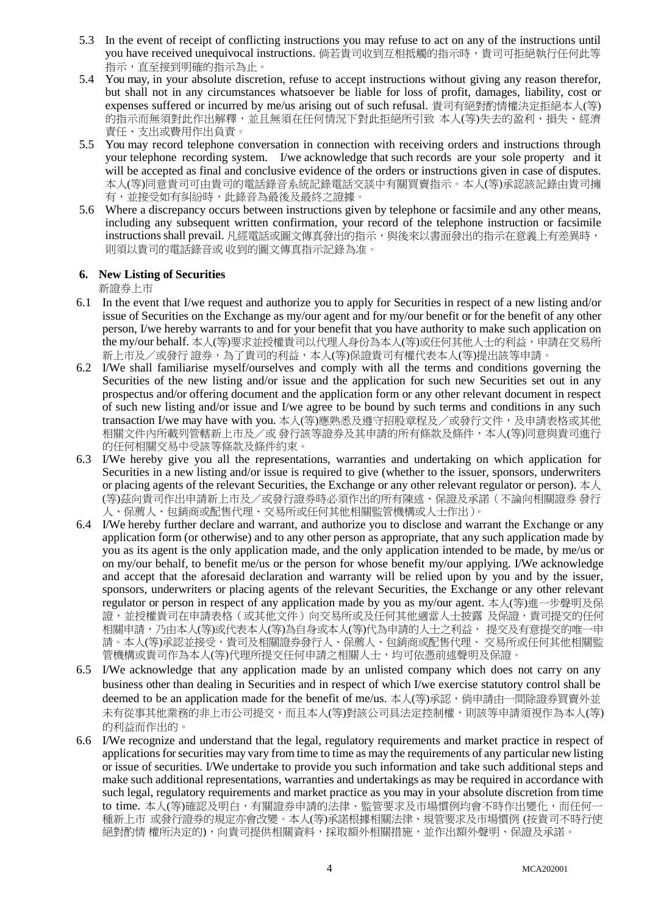5.3 In the event of receipt of conflicting instructions you may refuse to act on any of the instructions until you have received unequivocal instructions. 倘若貴司收到互相抵觸的指示時，貴司可拒絕執行任何此等指示，直至接到明確的指示為止。

5.4 You may, in your absolute discretion, refuse to accept instructions without giving any reason therefor, but shall not in any circumstances whatsoever be liable for loss of profit, damages, liability, cost or expenses suffered or incurred by me/us arising out of such refusal. 貴司有絕對酌情權決定拒絕本人(等)的指示而無須對此作出解釋，並且無須在任何情況下對此拒絕所引致 本人(等)失去的盈利、損失、經濟責任、支出或費用作出負責。

5.5 You may record telephone conversation in connection with receiving orders and instructions through your telephone recording system. I/we acknowledge that such records are your sole property and it will be accepted as final and conclusive evidence of the orders or instructions given in case of disputes. 本人(等)同意貴司可由貴司的電話錄音系統記錄電話交談中有關買賣指示。本人(等)承認該記錄由貴司擁有，並接受如有糾紛時，此錄音為最後及最終之證據。

5.6 Where a discrepancy occurs between instructions given by telephone or facsimile and any other means, including any subsequent written confirmation, your record of the telephone instruction or facsimile instructions shall prevail. 凡經電話或圖文傳真發出的指示，與後來以書面發出的指示在意義上有差異時，則須以貴司的電話錄音或 收到的圖文傳真指示記錄為准。

## 6. New Listing of Securities

新證券上市

6.1 In the event that I/we request and authorize you to apply for Securities in respect of a new listing and/or issue of Securities on the Exchange as my/our agent and for my/our benefit or for the benefit of any other person, I/we hereby warrants to and for your benefit that you have authority to make such application on the my/our behalf. 本人(等)要求並授權貴司以代理人身份為本人(等)或任何其他人士的利益，申請在交易所新上市及／或發行 證券，為了貴司的利益，本人(等)保證貴司有權代表本人(等)提出該等申請。

6.2 I/We shall familiarise myself/ourselves and comply with all the terms and conditions governing the Securities of the new listing and/or issue and the application for such new Securities set out in any prospectus and/or offering document and the application form or any other relevant document in respect of such new listing and/or issue and I/we agree to be bound by such terms and conditions in any such transaction I/we may have with you. 本人(等)應熟悉及遵守招股章程及／或發行文件，及申請表格或其他相關文件內所載列管轄新上市及／或 發行該等證券及其申請的所有條款及條件，本人(等)同意與貴司進行的任何相關交易中受該等條款及條件約束。

6.3 I/We hereby give you all the representations, warranties and undertaking on which application for Securities in a new listing and/or issue is required to give (whether to the issuer, sponsors, underwriters or placing agents of the relevant Securities, the Exchange or any other relevant regulator or person). 本人(等)茲向貴司作出申請新上市及／或發行證券時必須作出的所有陳述、保證及承諾（不論向相關證券 發行人、保薦人、包銷商或配售代理、交易所或任何其他相關監管機構或人士作出）。

6.4 I/We hereby further declare and warrant, and authorize you to disclose and warrant the Exchange or any application form (or otherwise) and to any other person as appropriate, that any such application made by you as its agent is the only application made, and the only application intended to be made, by me/us or on my/our behalf, to benefit me/us or the person for whose benefit my/our applying. I/We acknowledge and accept that the aforesaid declaration and warranty will be relied upon by you and by the issuer, sponsors, underwriters or placing agents of the relevant Securities, the Exchange or any other relevant regulator or person in respect of any application made by you as my/our agent. 本人(等)進一步聲明及保證，並授權貴司在申請表格（或其他文件）向交易所或及任何其他適當人士披露 及保證，貴司提交的任何相關申請，乃由本人(等)或代表本人(等)為自身或本人(等)代為申請的人士之利益， 提交及有意提交的唯一申請。本人(等)承認並接受，貴司及相關證券發行人、保薦人、包銷商或配售代理、 交易所或任何其他相關監管機構或貴司作為本人(等)代理所提交任何申請之相關人士，均可依憑前述聲明及保證。

6.5 I/We acknowledge that any application made by an unlisted company which does not carry on any business other than dealing in Securities and in respect of which I/we exercise statutory control shall be deemed to be an application made for the benefit of me/us. 本人(等)承認，倘申請由一間除證券買賣外並未有從事其他業務的非上市公司提交，而且本人(等)對該公司具法定控制權，則該等申請須視作為本人(等)的利益而作出的。

6.6 I/We recognize and understand that the legal, regulatory requirements and market practice in respect of applications for securities may vary from time to time as may the requirements of any particular new listing or issue of securities. I/We undertake to provide you such information and take such additional steps and make such additional representations, warranties and undertakings as may be required in accordance with such legal, regulatory requirements and market practice as you may in your absolute discretion from time to time. 本人(等)確認及明白，有關證券申請的法律、監管要求及市場慣例均會不時作出變化，而任何一種新上市 或發行證券的規定亦會改變。本人(等)承諾根據相關法律、規管要求及市場慣例 (按貴司不時行使絕對酌情 權所決定的)，向貴司提供相關資料，採取額外相關措施，並作出額外聲明、保證及承諾。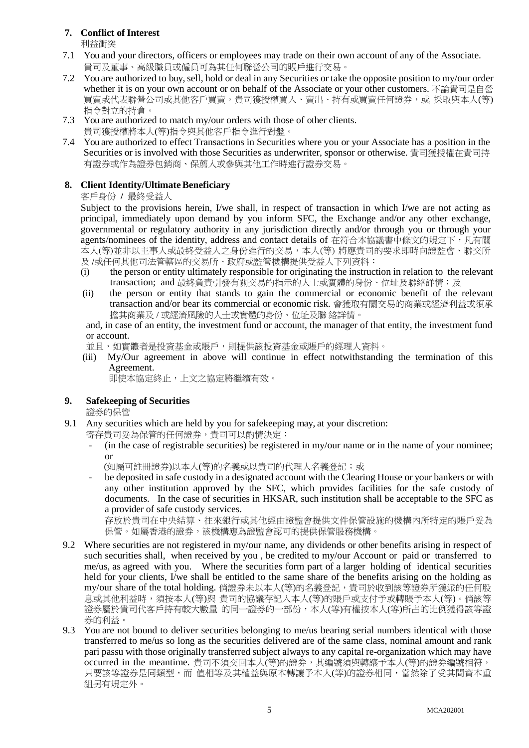## 7. Conflict of Interest

利益衝突

7.1 You and your directors, officers or employees may trade on their own account of any of the Associate.
貴司及董事、高級職員或僱員可為其任何聯營公司的賬戶進行交易。

7.2 You are authorized to buy, sell, hold or deal in any Securities or take the opposite position to my/our order whether it is on your own account or on behalf of the Associate or your other customers. 不論貴司是自營買賣或代表聯營公司或其他客戶買賣，貴司獲授權買入、賣出、持有或買賣任何證券，或 採取與本人(等)指令對立的持倉。

7.3 You are authorized to match my/our orders with those of other clients.
貴司獲授權將本人(等)指令與其他客戶指令進行對盤。

7.4 You are authorized to effect Transactions in Securities where you or your Associate has a position in the Securities or is involved with those Securities as underwriter, sponsor or otherwise. 貴司獲授權在貴司持有證券或作為證券包銷商、保薦人或參與其他工作時進行證券交易。

## 8. Client Identity/Ultimate Beneficiary

客戶身份 / 最終受益人

Subject to the provisions herein, I/we shall, in respect of transaction in which I/we are not acting as principal, immediately upon demand by you inform SFC, the Exchange and/or any other exchange, governmental or regulatory authority in any jurisdiction directly and/or through you or through your agents/nominees of the identity, address and contact details of 在符合本協議書中條文的規定下，凡有關本人(等)並非以主事人或最終受益人之身份進行的交易，本人(等) 將應貴司的要求即時向證監會、聯交所及 /或任何其他司法管轄區的交易所、政府或監管機構提供受益人下列資料：

(i) the person or entity ultimately responsible for originating the instruction in relation to the relevant transaction; and 最終負責引發有關交易的指示的人士或實體的身份、位址及聯絡詳情；及

(ii) the person or entity that stands to gain the commercial or economic benefit of the relevant transaction and/or bear its commercial or economic risk. 會獲取有關交易的商業或經濟利益或須承擔其商業及 / 或經濟風險的人士或實體的身份、位址及聯 絡詳情。

and, in case of an entity, the investment fund or account, the manager of that entity, the investment fund or account.

並且，如實體者是投資基金或賬戶，則提供該投資基金或賬戶的經理人資料。

(iii) My/Our agreement in above will continue in effect notwithstanding the termination of this Agreement.
即使本協定終止，上文之協定將繼續有效。

## 9. Safekeeping of Securities

證券的保管

9.1 Any securities which are held by you for safekeeping may, at your discretion:
寄存貴司妥為保管的任何證券，貴司可以酌情決定：

- (in the case of registrable securities) be registered in my/our name or in the name of your nominee; or
(如屬可註冊證券)以本人(等)的名義或以貴司的代理人名義登記；或
- be deposited in safe custody in a designated account with the Clearing House or your bankers or with any other institution approved by the SFC, which provides facilities for the safe custody of documents. In the case of securities in HKSAR, such institution shall be acceptable to the SFC as a provider of safe custody services.
存放於貴司在中央結算、往來銀行或其他經由證監會提供文件保管設施的機構內所特定的賬戶妥為保管。如屬香港的證券，該機構應為證監會認可的提供保管服務機構。

9.2 Where securities are not registered in my/our name, any dividends or other benefits arising in respect of such securities shall, when received by you , be credited to my/our Account or paid or transferred to me/us, as agreed with you. Where the securities form part of a larger holding of identical securities held for your clients, I/we shall be entitled to the same share of the benefits arising on the holding as my/our share of the total holding. 倘證券未以本人(等)的名義登記，貴司於收到該等證券所獲派的任何股息或其他利益時，須按本人(等)與 貴司的協議存記入本人(等)的賬戶或支付予或轉賬予本人(等)。倘該等證券屬於貴司代客戶持有較大數量 的同一證券的一部份，本人(等)有權按本人(等)所占的比例獲得該等證券的利益。

9.3 You are not bound to deliver securities belonging to me/us bearing serial numbers identical with those transferred to me/us so long as the securities delivered are of the same class, nominal amount and rank pari passu with those originally transferred subject always to any capital re-organization which may have occurred in the meantime. 貴司不須交回本人(等)的證券，其編號須與轉讓予本人(等)的證券編號相符，只要該等證券是同類型，而 值相等及其權益與原本轉讓予本人(等)的證券相同，當然除了受其間資本重組另有規定外。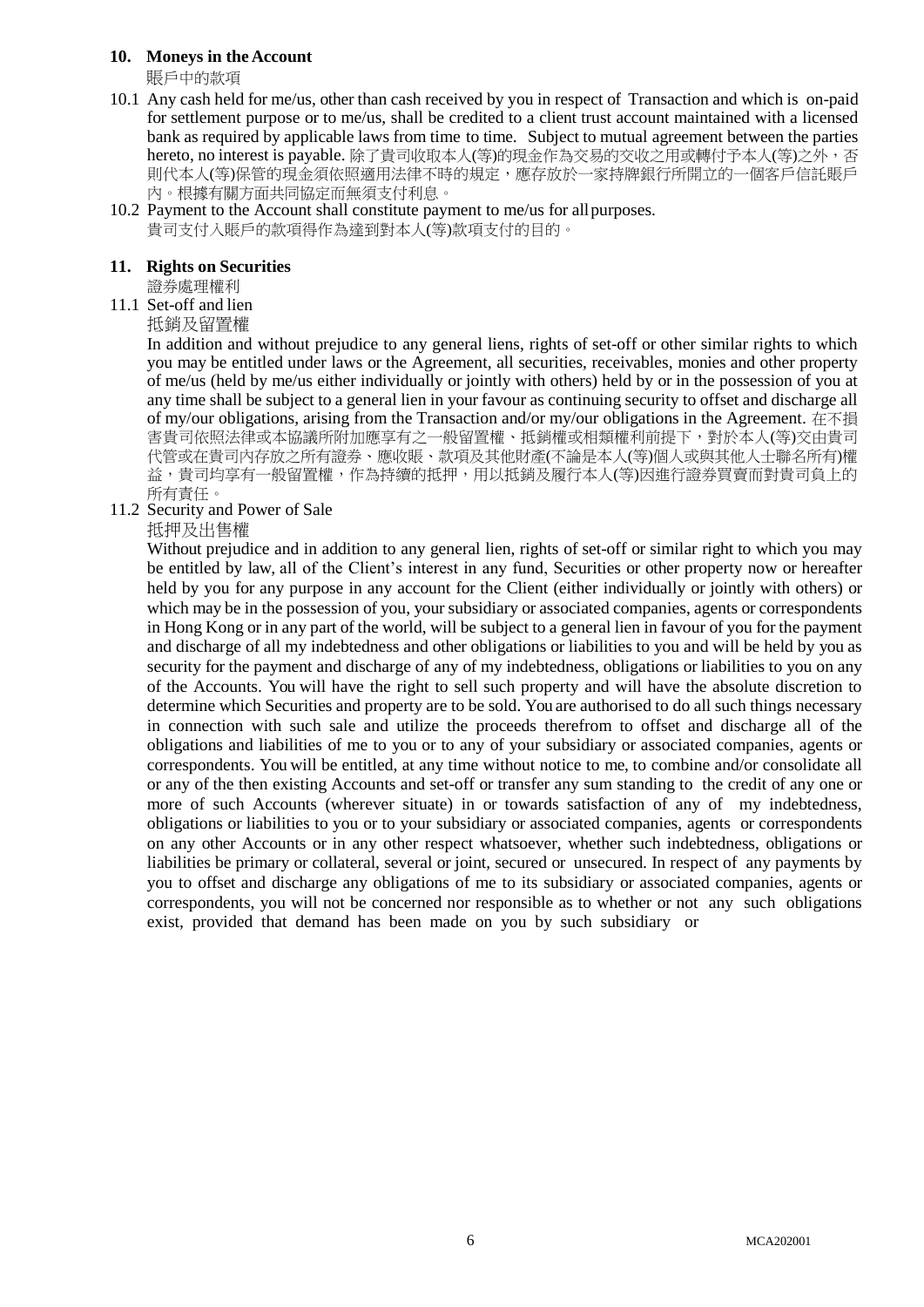## 10. Moneys in the Account

賬戶中的款項

10.1 Any cash held for me/us, other than cash received by you in respect of Transaction and which is on-paid for settlement purpose or to me/us, shall be credited to a client trust account maintained with a licensed bank as required by applicable laws from time to time. Subject to mutual agreement between the parties hereto, no interest is payable. 除了貴司收取本人(等)的現金作為交易的交收之用或轉付予本人(等)之外，否則代本人(等)保管的現金須依照適用法律不時的規定，應存放於一家持牌銀行所開立的一個客戶信託賬戶內。根據有關方面共同協定而無須支付利息。

10.2 Payment to the Account shall constitute payment to me/us for all purposes.
貴司支付入賬戶的款項得作為達到對本人(等)款項支付的目的。

## 11. Rights on Securities

證券處理權利

11.1 Set-off and lien

抵銷及留置權

In addition and without prejudice to any general liens, rights of set-off or other similar rights to which you may be entitled under laws or the Agreement, all securities, receivables, monies and other property of me/us (held by me/us either individually or jointly with others) held by or in the possession of you at any time shall be subject to a general lien in your favour as continuing security to offset and discharge all of my/our obligations, arising from the Transaction and/or my/our obligations in the Agreement. 在不損害貴司依照法律或本協議所附加應享有之一般留置權、抵銷權或相類權利前提下，對於本人(等)交由貴司代管或在貴司內存放之所有證券、應收賬、款項及其他財產(不論是本人(等)個人或與其他人士聯名所有)權益，貴司均享有一般留置權，作為持續的抵押，用以抵銷及履行本人(等)因進行證券買賣而對貴司負上的所有責任。

11.2 Security and Power of Sale

抵押及出售權

Without prejudice and in addition to any general lien, rights of set-off or similar right to which you may be entitled by law, all of the Client's interest in any fund, Securities or other property now or hereafter held by you for any purpose in any account for the Client (either individually or jointly with others) or which may be in the possession of you, your subsidiary or associated companies, agents or correspondents in Hong Kong or in any part of the world, will be subject to a general lien in favour of you for the payment and discharge of all my indebtedness and other obligations or liabilities to you and will be held by you as security for the payment and discharge of any of my indebtedness, obligations or liabilities to you on any of the Accounts. You will have the right to sell such property and will have the absolute discretion to determine which Securities and property are to be sold. You are authorised to do all such things necessary in connection with such sale and utilize the proceeds therefrom to offset and discharge all of the obligations and liabilities of me to you or to any of your subsidiary or associated companies, agents or correspondents. You will be entitled, at any time without notice to me, to combine and/or consolidate all or any of the then existing Accounts and set-off or transfer any sum standing to the credit of any one or more of such Accounts (wherever situate) in or towards satisfaction of any of my indebtedness, obligations or liabilities to you or to your subsidiary or associated companies, agents or correspondents on any other Accounts or in any other respect whatsoever, whether such indebtedness, obligations or liabilities be primary or collateral, several or joint, secured or unsecured. In respect of any payments by you to offset and discharge any obligations of me to its subsidiary or associated companies, agents or correspondents, you will not be concerned nor responsible as to whether or not any such obligations exist, provided that demand has been made on you by such subsidiary or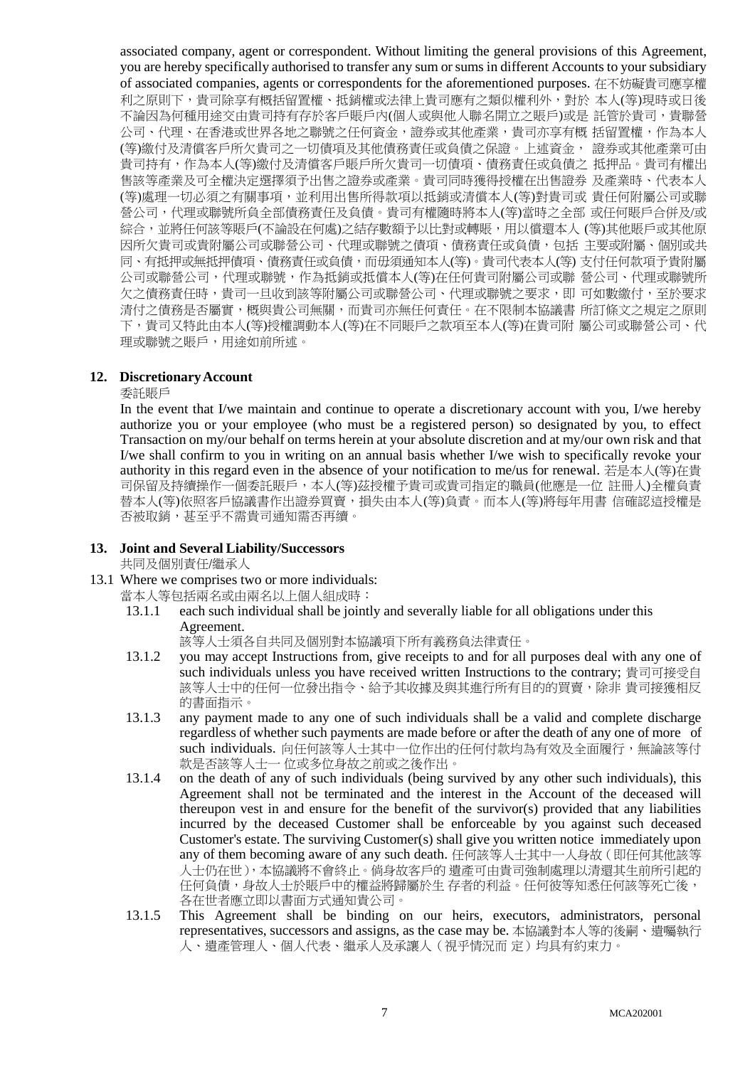associated company, agent or correspondent. Without limiting the general provisions of this Agreement, you are hereby specifically authorised to transfer any sum or sums in different Accounts to your subsidiary of associated companies, agents or correspondents for the aforementioned purposes. 在不妨礙貴司應享權利之原則下，貴司除享有概括留置權、抵銷權或法律上貴司應有之類似權利外，對於 本人(等)現時或日後不論因為何種用途交由貴司持有存於客戶賬戶內(個人或與他人聯名開立之賬戶)或是 託管於貴司，貴聯營公司、代理、在香港或世界各地之聯號之任何資金，證券或其他產業，貴司亦享有概 括留置權，作為本人(等)繳付及清償客戶所欠貴司之一切債項及其他債務責任或負債之保證。上述資金， 證券或其他產業可由貴司持有，作為本人(等)繳付及清償客戶賬戶所欠貴司一切債項、債務責任或負債之 抵押品。貴司有權出售該等產業及可全權決定選擇須予出售之證券或產業。貴司同時獲得授權在出售證券 及產業時、代表本人(等)處理一切必須之有關事項，並利用出售所得款項以抵銷或清償本人(等)對貴司或 責任何附屬公司或聯營公司，代理或聯號所負全部債務責任及負債。貴司有權隨時將本人(等)當時之全部 或任何賬戶合併及/或綜合，並將任何該等賬戶(不論設在何處)之結存數額予以比對或轉賬，用以償還本人 (等)其他賬戶或其他原因所欠貴司或貴附屬公司或聯營公司、代理或聯號之債項、債務責任或負債，包括 主要或附屬、個別或共同、有抵押或無抵押債項、債務責任或負債，而毋須通知本人(等)。貴司代表本人(等) 支付任何款項予貴附屬公司或聯營公司，代理或聯號，作為抵銷或抵償本人(等)在任何貴司附屬公司或聯 營公司、代理或聯號所欠之債務責任時，貴司一旦收到該等附屬公司或聯營公司、代理或聯號之要求，即 可如數繳付，至於要求清付之債務是否屬實，概與貴公司無關，而貴司亦無任何責任。在不限制本協議書 所訂條文之規定之原則下，貴司又特此由本人(等)授權調動本人(等)在不同賬戶之款項至本人(等)在貴司附 屬公司或聯營公司、代理或聯號之賬戶，用途如前所述。

## 12. Discretionary Account

委託賬戶

In the event that I/we maintain and continue to operate a discretionary account with you, I/we hereby authorize you or your employee (who must be a registered person) so designated by you, to effect Transaction on my/our behalf on terms herein at your absolute discretion and at my/our own risk and that I/we shall confirm to you in writing on an annual basis whether I/we wish to specifically revoke your authority in this regard even in the absence of your notification to me/us for renewal. 若是本人(等)在貴司保留及持續操作一個委託賬戶，本人(等)茲授權予貴司或貴司指定的職員(他應是一位 註冊人)全權負責替本人(等)依照客戶協議書作出證券買賣，損失由本人(等)負責。而本人(等)將每年用書 信確認這授權是否被取銷，甚至乎不需貴司通知需否再續。

## 13. Joint and Several Liability/Successors

共同及個別責任/繼承人

13.1 Where we comprises two or more individuals:
當本人等包括兩名或由兩名以上個人組成時：

- 13.1.1 each such individual shall be jointly and severally liable for all obligations under this Agreement.
該等人士須各自共同及個別對本協議項下所有義務負法律責任。
- 13.1.2 you may accept Instructions from, give receipts to and for all purposes deal with any one of such individuals unless you have received written Instructions to the contrary; 貴司可接受自該等人士中的任何一位發出指令、給予其收據及與其進行所有目的的買賣，除非 貴司接獲相反的書面指示。
- 13.1.3 any payment made to any one of such individuals shall be a valid and complete discharge regardless of whether such payments are made before or after the death of any one of more of such individuals. 向任何該等人士其中一位作出的任何付款均為有效及全面履行，無論該等付款是否該等人士一 位或多位身故之前或之後作出。
- 13.1.4 on the death of any of such individuals (being survived by any other such individuals), this Agreement shall not be terminated and the interest in the Account of the deceased will thereupon vest in and ensure for the benefit of the survivor(s) provided that any liabilities incurred by the deceased Customer shall be enforceable by you against such deceased Customer's estate. The surviving Customer(s) shall give you written notice immediately upon any of them becoming aware of any such death. 任何該等人士其中一人身故（即任何其他該等人士仍在世），本協議將不會終止。倘身故客戶的 遺產可由貴司強制處理以清還其生前所引起的任何負債，身故人士於賬戶中的權益將歸屬於生 存者的利益。任何彼等知悉任何該等死亡後，各在世者應立即以書面方式通知貴公司。
- 13.1.5 This Agreement shall be binding on our heirs, executors, administrators, personal representatives, successors and assigns, as the case may be. 本協議對本人等的後嗣、遺囑執行人、遺產管理人、個人代表、繼承人及承讓人（視乎情況而 定）均具有約束力。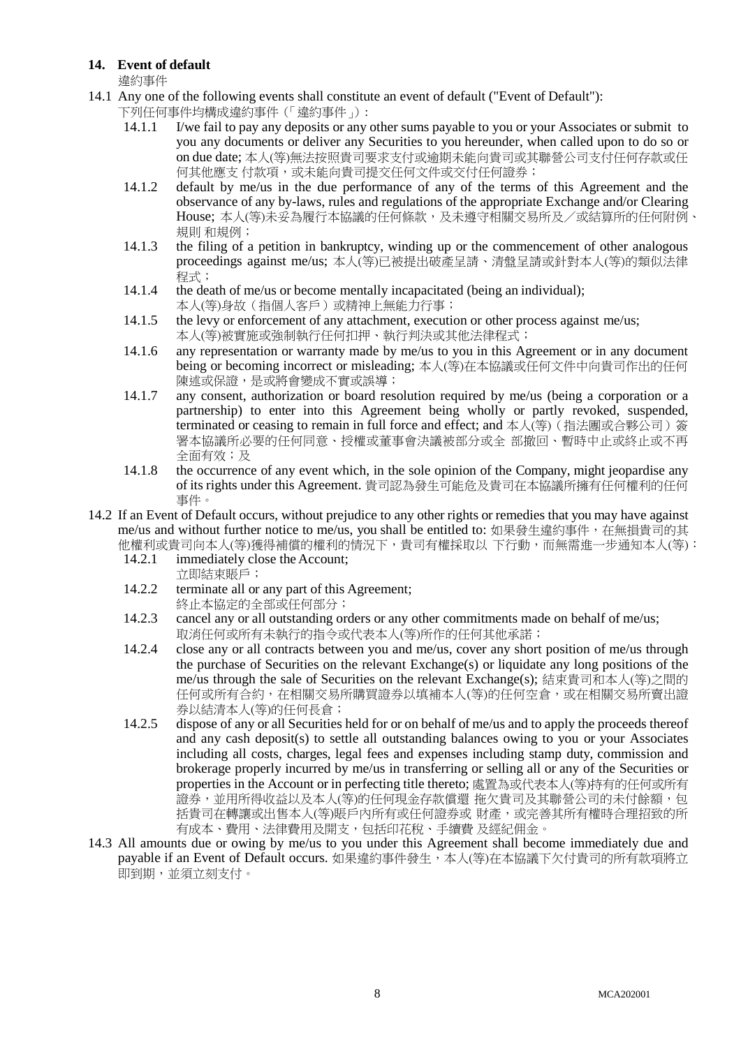## 14. Event of default

違約事件

14.1 Any one of the following events shall constitute an event of default ("Event of Default"):
下列任何事件均構成違約事件（「違約事件」）:

- 14.1.1 I/we fail to pay any deposits or any other sums payable to you or your Associates or submit to you any documents or deliver any Securities to you hereunder, when called upon to do so or on due date; 本人(等)無法按照貴司要求支付或逾期未能向貴司或其聯營公司支付任何存款或任何其他應支 付款項，或未能向貴司提交任何文件或交付任何證券；
- 14.1.2 default by me/us in the due performance of any of the terms of this Agreement and the observance of any by-laws, rules and regulations of the appropriate Exchange and/or Clearing House; 本人(等)未妥為履行本協議的任何條款，及未遵守相關交易所及／或結算所的任何附例、規則 和規例；
- 14.1.3 the filing of a petition in bankruptcy, winding up or the commencement of other analogous proceedings against me/us; 本人(等)已被提出破產呈請、清盤呈請或針對本人(等)的類似法律程式；
- 14.1.4 the death of me/us or become mentally incapacitated (being an individual);
本人(等)身故（指個人客戶）或精神上無能力行事；
- 14.1.5 the levy or enforcement of any attachment, execution or other process against me/us;
本人(等)被實施或強制執行任何扣押、執行判決或其他法律程式；
- 14.1.6 any representation or warranty made by me/us to you in this Agreement or in any document being or becoming incorrect or misleading; 本人(等)在本協議或任何文件中向貴司作出的任何陳述或保證，是或將會變成不實或誤導；
- 14.1.7 any consent, authorization or board resolution required by me/us (being a corporation or a partnership) to enter into this Agreement being wholly or partly revoked, suspended, terminated or ceasing to remain in full force and effect; and 本人(等)（指法團或合夥公司）簽署本協議所必要的任何同意、授權或董事會決議被部分或全 部撤回、暫時中止或終止或不再全面有效；及
- 14.1.8 the occurrence of any event which, in the sole opinion of the Company, might jeopardise any of its rights under this Agreement. 貴司認為發生可能危及貴司在本協議所擁有任何權利的任何事件。

14.2 If an Event of Default occurs, without prejudice to any other rights or remedies that you may have against me/us and without further notice to me/us, you shall be entitled to: 如果發生違約事件，在無損貴司的其他權利或貴司向本人(等)獲得補償的權利的情況下，貴司有權採取以 下行動，而無需進一步通知本人(等)：

- 14.2.1 immediately close the Account;
立即結束賬戶；
- 14.2.2 terminate all or any part of this Agreement;
終止本協定的全部或任何部分；
- 14.2.3 cancel any or all outstanding orders or any other commitments made on behalf of me/us;
取消任何或所有未執行的指令或代表本人(等)所作的任何其他承諾；
- 14.2.4 close any or all contracts between you and me/us, cover any short position of me/us through the purchase of Securities on the relevant Exchange(s) or liquidate any long positions of the me/us through the sale of Securities on the relevant Exchange(s); 結束貴司和本人(等)之間的任何或所有合約，在相關交易所購買證券以填補本人(等)的任何空倉，或在相關交易所賣出證券以結清本人(等)的任何長倉；
- 14.2.5 dispose of any or all Securities held for or on behalf of me/us and to apply the proceeds thereof and any cash deposit(s) to settle all outstanding balances owing to you or your Associates including all costs, charges, legal fees and expenses including stamp duty, commission and brokerage properly incurred by me/us in transferring or selling all or any of the Securities or properties in the Account or in perfecting title thereto; 處置為或代表本人(等)持有的任何或所有證券，並用所得收益以及本人(等)的任何現金存款償還 拖欠貴司及其聯營公司的未付餘額，包括貴司在轉讓或出售本人(等)賬戶內所有或任何證券或 財產，或完善其所有權時合理招致的所有成本、費用、法律費用及開支，包括印花稅、手續費 及經紀佣金。

14.3 All amounts due or owing by me/us to you under this Agreement shall become immediately due and payable if an Event of Default occurs. 如果違約事件發生，本人(等)在本協議下欠付貴司的所有款項將立即到期，並須立刻支付。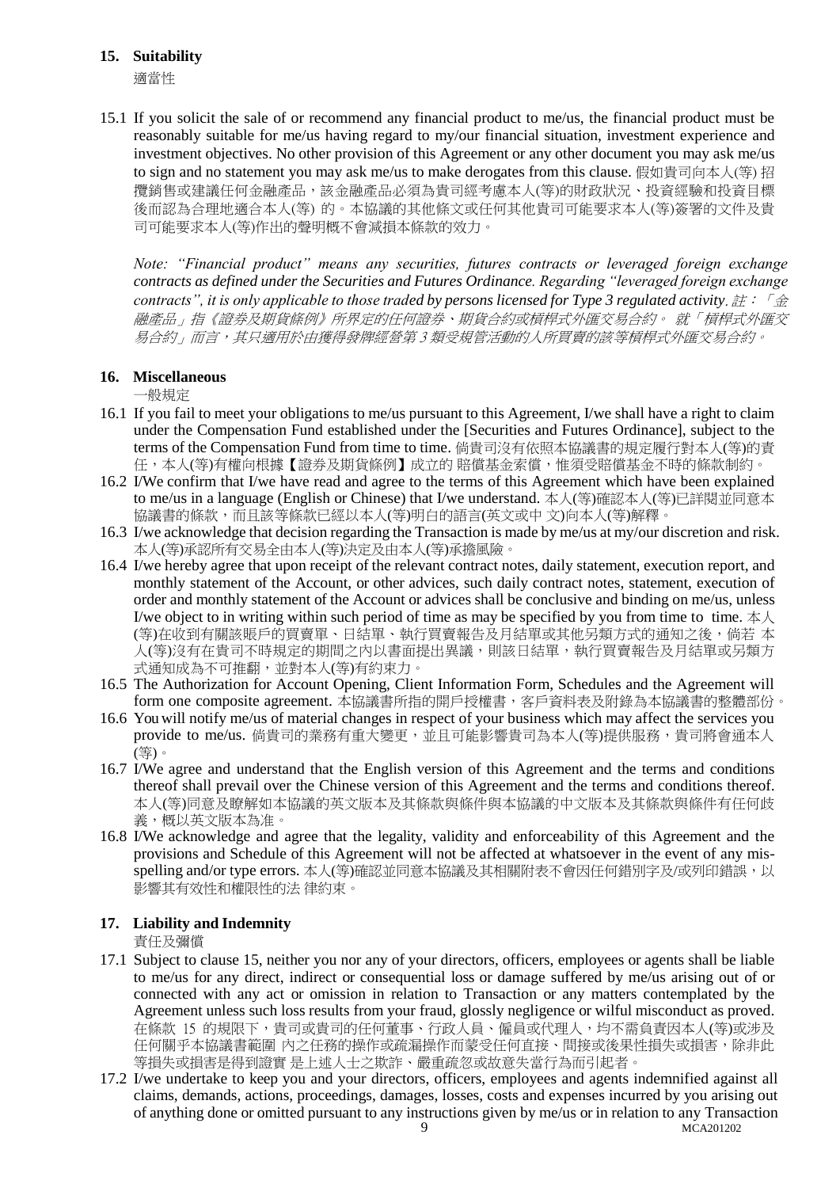## 15. Suitability

適當性

15.1 If you solicit the sale of or recommend any financial product to me/us, the financial product must be reasonably suitable for me/us having regard to my/our financial situation, investment experience and investment objectives. No other provision of this Agreement or any other document you may ask me/us to sign and no statement you may ask me/us to make derogates from this clause. 假如貴司向本人(等) 招攬銷售或建議任何金融產品，該金融產品必須為貴司經考慮本人(等)的財政狀況、投資經驗和投資目標後而認為合理地適合本人(等) 的。本協議的其他條文或任何其他貴司可能要求本人(等)簽署的文件及貴司可能要求本人(等)作出的聲明概不會減損本條款的效力。

*Note: "Financial product" means any securities, futures contracts or leveraged foreign exchange contracts as defined under the Securities and Futures Ordinance. Regarding "leveraged foreign exchange contracts", it is only applicable to those traded by persons licensed for Type 3 regulated activity. 註：「金融產品」指《證券及期貨條例》所界定的任何證券、期貨合約或槓桿式外匯交易合約。 就「槓桿式外匯交易合約」而言，其只適用於由獲得發牌經營第 3 類受規管活動的人所買賣的該等槓桿式外匯交易合約。*

## 16. Miscellaneous

一般規定

16.1 If you fail to meet your obligations to me/us pursuant to this Agreement, I/we shall have a right to claim under the Compensation Fund established under the [Securities and Futures Ordinance], subject to the terms of the Compensation Fund from time to time. 倘貴司沒有依照本協議書的規定履行對本人(等)的責任，本人(等)有權向根據【證券及期貨條例】成立的 賠償基金索償，惟須受賠償基金不時的條款制約。

16.2 I/We confirm that I/we have read and agree to the terms of this Agreement which have been explained to me/us in a language (English or Chinese) that I/we understand. 本人(等)確認本人(等)已詳閱並同意本協議書的條款，而且該等條款已經以本人(等)明白的語言(英文或中 文)向本人(等)解釋。

16.3 I/we acknowledge that decision regarding the Transaction is made by me/us at my/our discretion and risk. 本人(等)承認所有交易全由本人(等)決定及由本人(等)承擔風險。

16.4 I/we hereby agree that upon receipt of the relevant contract notes, daily statement, execution report, and monthly statement of the Account, or other advices, such daily contract notes, statement, execution of order and monthly statement of the Account or advices shall be conclusive and binding on me/us, unless I/we object to in writing within such period of time as may be specified by you from time to time. 本人(等)在收到有關該賬戶的買賣單、日結單、執行買賣報告及月結單或其他另類方式的通知之後，倘若 本人(等)沒有在貴司不時規定的期間之內以書面提出異議，則該日結單，執行買賣報告及月結單或另類方式通知成為不可推翻，並對本人(等)有約束力。

16.5 The Authorization for Account Opening, Client Information Form, Schedules and the Agreement will form one composite agreement. 本協議書所指的開戶授權書，客戶資料表及附錄為本協議書的整體部份。

16.6 You will notify me/us of material changes in respect of your business which may affect the services you provide to me/us. 倘貴司的業務有重大變更，並且可能影響貴司為本人(等)提供服務，貴司將會通本人(等)。

16.7 I/We agree and understand that the English version of this Agreement and the terms and conditions thereof shall prevail over the Chinese version of this Agreement and the terms and conditions thereof. 本人(等)同意及瞭解如本協議的英文版本及其條款與條件與本協議的中文版本及其條款與條件有任何歧義，概以英文版本為准。

16.8 I/We acknowledge and agree that the legality, validity and enforceability of this Agreement and the provisions and Schedule of this Agreement will not be affected at whatsoever in the event of any mis-spelling and/or type errors. 本人(等)確認並同意本協議及其相關附表不會因任何錯別字及/或列印錯誤，以影響其有效性和權限性的法 律約束。

## 17. Liability and Indemnity

責任及彌償

17.1 Subject to clause 15, neither you nor any of your directors, officers, employees or agents shall be liable to me/us for any direct, indirect or consequential loss or damage suffered by me/us arising out of or connected with any act or omission in relation to Transaction or any matters contemplated by the Agreement unless such loss results from your fraud, glossly negligence or wilful misconduct as proved. 在條款 15 的規限下，貴司或貴司的任何董事、行政人員、僱員或代理人，均不需負責因本人(等)或涉及任何關乎本協議書範圍 內之任務的操作或疏漏操作而蒙受任何直接、間接或後果性損失或損害，除非此等損失或損害是得到證實 是上述人士之欺詐、嚴重疏忽或故意失當行為而引起者。

17.2 I/we undertake to keep you and your directors, officers, employees and agents indemnified against all claims, demands, actions, proceedings, damages, losses, costs and expenses incurred by you arising out of anything done or omitted pursuant to any instructions given by me/us or in relation to any Transaction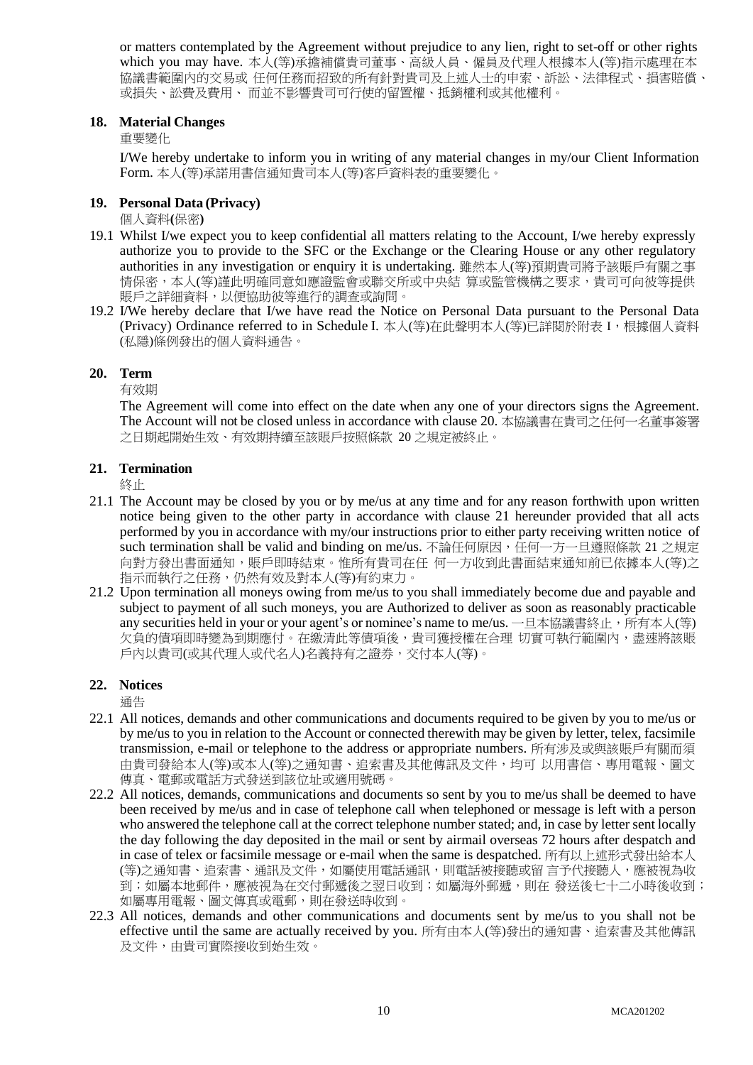or matters contemplated by the Agreement without prejudice to any lien, right to set-off or other rights which you may have. 本人(等)承擔補償貴司董事、高級人員、僱員及代理人根據本人(等)指示處理在本協議書範圍內的交易或 任何任務而招致的所有針對貴司及上述人士的申索、訴訟、法律程式、損害賠償、或損失、訟費及費用、 而並不影響貴司可行使的留置權、抵銷權利或其他權利。

## 18. Material Changes

重要變化

I/We hereby undertake to inform you in writing of any material changes in my/our Client Information Form. 本人(等)承諾用書信通知貴司本人(等)客戶資料表的重要變化。

## 19. Personal Data (Privacy)

個人資料(保密)

19.1 Whilst I/we expect you to keep confidential all matters relating to the Account, I/we hereby expressly authorize you to provide to the SFC or the Exchange or the Clearing House or any other regulatory authorities in any investigation or enquiry it is undertaking. 雖然本人(等)預期貴司將予該賬戶有關之事情保密，本人(等)謹此明確同意如應證監會或聯交所或中央結 算或監管機構之要求，貴司可向彼等提供賬戶之詳細資料，以便協助彼等進行的調查或詢問。

19.2 I/We hereby declare that I/we have read the Notice on Personal Data pursuant to the Personal Data (Privacy) Ordinance referred to in Schedule I. 本人(等)在此聲明本人(等)已詳閱於附表 I，根據個人資料(私隱)條例發出的個人資料通告。

## 20. Term

有效期

The Agreement will come into effect on the date when any one of your directors signs the Agreement. The Account will not be closed unless in accordance with clause 20. 本協議書在貴司之任何一名董事簽署之日期起開始生效、有效期持續至該賬戶按照條款 20 之規定被終止。

## 21. Termination

終止

21.1 The Account may be closed by you or by me/us at any time and for any reason forthwith upon written notice being given to the other party in accordance with clause 21 hereunder provided that all acts performed by you in accordance with my/our instructions prior to either party receiving written notice of such termination shall be valid and binding on me/us. 不論任何原因，任何一方一旦遵照條款 21 之規定向對方發出書面通知，賬戶即時結束。惟所有貴司在任 何一方收到此書面結束通知前已依據本人(等)之指示而執行之任務，仍然有效及對本人(等)有約束力。

21.2 Upon termination all moneys owing from me/us to you shall immediately become due and payable and subject to payment of all such moneys, you are Authorized to deliver as soon as reasonably practicable any securities held in your or your agent's or nominee's name to me/us. 一旦本協議書終止，所有本人(等)欠負的債項即時變為到期應付。在繳清此等債項後，貴司獲授權在合理 切實可執行範圍內，盡速將該賬戶內以貴司(或其代理人或代名人)名義持有之證券，交付本人(等)。

## 22. Notices

通告

22.1 All notices, demands and other communications and documents required to be given by you to me/us or by me/us to you in relation to the Account or connected therewith may be given by letter, telex, facsimile transmission, e-mail or telephone to the address or appropriate numbers. 所有涉及或與該賬戶有關而須由貴司發給本人(等)或本人(等)之通知書、追索書及其他傳訊及文件，均可 以用書信、專用電報、圖文傳真、電郵或電話方式發送到該位址或適用號碼。

22.2 All notices, demands, communications and documents so sent by you to me/us shall be deemed to have been received by me/us and in case of telephone call when telephoned or message is left with a person who answered the telephone call at the correct telephone number stated; and, in case by letter sent locally the day following the day deposited in the mail or sent by airmail overseas 72 hours after despatch and in case of telex or facsimile message or e-mail when the same is despatched. 所有以上述形式發出給本人(等)之通知書、追索書、通訊及文件，如屬使用電話通訊，則電話被接聽或留 言予代接聽人，應被視為收到；如屬本地郵件，應被視為在交付郵遞後之翌日收到；如屬海外郵遞，則在 發送後七十二小時後收到；如屬專用電報、圖文傳真或電郵，則在發送時收到。

22.3 All notices, demands and other communications and documents sent by me/us to you shall not be effective until the same are actually received by you. 所有由本人(等)發出的通知書、追索書及其他傳訊及文件，由貴司實際接收到始生效。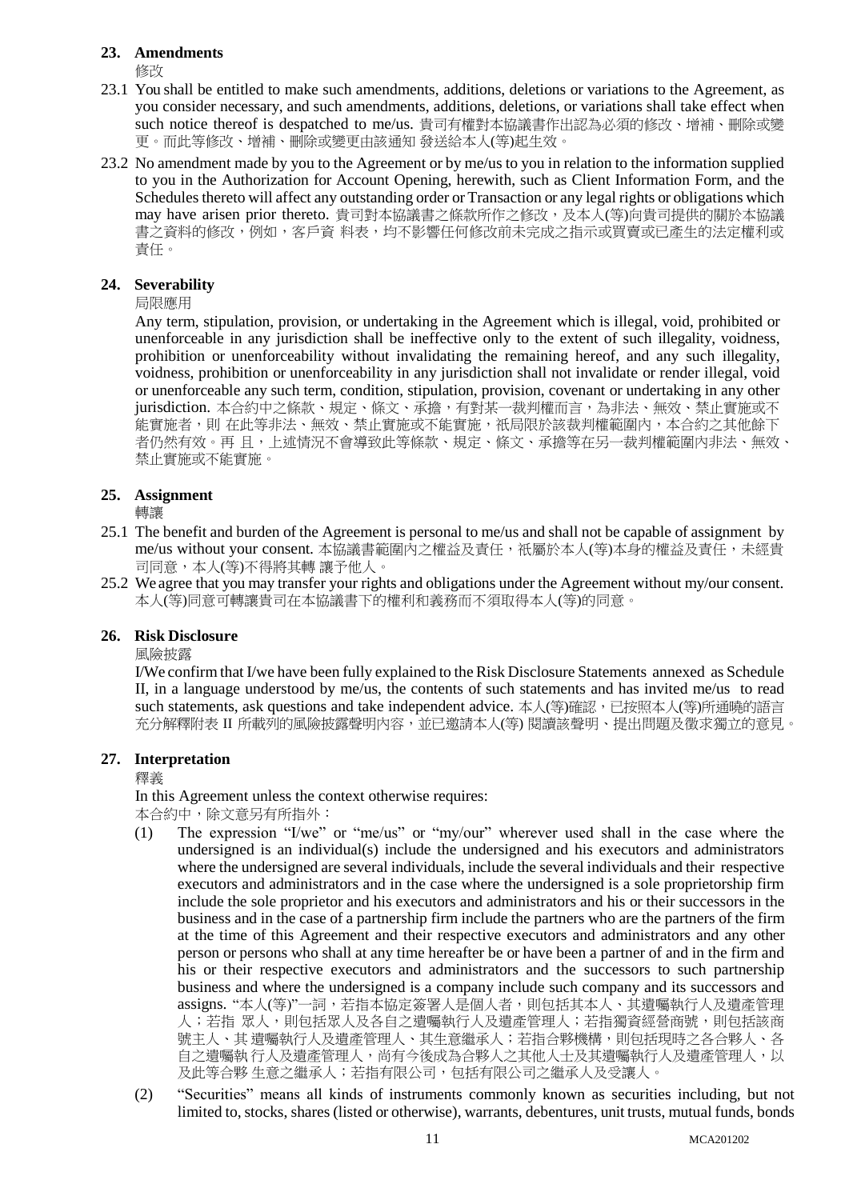## 23. Amendments

修改

23.1 You shall be entitled to make such amendments, additions, deletions or variations to the Agreement, as you consider necessary, and such amendments, additions, deletions, or variations shall take effect when such notice thereof is despatched to me/us. 貴司有權對本協議書作出認為必須的修改、增補、刪除或變更。而此等修改、增補、刪除或變更由該通知 發送給本人(等)起生效。

23.2 No amendment made by you to the Agreement or by me/us to you in relation to the information supplied to you in the Authorization for Account Opening, herewith, such as Client Information Form, and the Schedules thereto will affect any outstanding order or Transaction or any legal rights or obligations which may have arisen prior thereto. 貴司對本協議書之條款所作之修改，及本人(等)向貴司提供的關於本協議書之資料的修改，例如，客戶資 料表，均不影響任何修改前未完成之指示或買賣或已產生的法定權利或責任。

## 24. Severability

局限應用

Any term, stipulation, provision, or undertaking in the Agreement which is illegal, void, prohibited or unenforceable in any jurisdiction shall be ineffective only to the extent of such illegality, voidness, prohibition or unenforceability without invalidating the remaining hereof, and any such illegality, voidness, prohibition or unenforceability in any jurisdiction shall not invalidate or render illegal, void or unenforceable any such term, condition, stipulation, provision, covenant or undertaking in any other jurisdiction. 本合約中之條款、規定、條文、承擔，有對某一裁判權而言，為非法、無效、禁止實施或不能實施者，則 在此等非法、無效、禁止實施或不能實施，祇局限於該裁判權範圍內，本合約之其他餘下者仍然有效。再 且，上述情況不會導致此等條款、規定、條文、承擔等在另一裁判權範圍內非法、無效、禁止實施或不能實施。

## 25. Assignment

轉讓

25.1 The benefit and burden of the Agreement is personal to me/us and shall not be capable of assignment by me/us without your consent. 本協議書範圍內之權益及責任，祇屬於本人(等)本身的權益及責任，未經貴司同意，本人(等)不得將其轉 讓予他人。

25.2 We agree that you may transfer your rights and obligations under the Agreement without my/our consent. 本人(等)同意可轉讓貴司在本協議書下的權利和義務而不須取得本人(等)的同意。

## 26. Risk Disclosure

風險披露

I/We confirm that I/we have been fully explained to the Risk Disclosure Statements annexed as Schedule II, in a language understood by me/us, the contents of such statements and has invited me/us to read such statements, ask questions and take independent advice. 本人(等)確認，已按照本人(等)所通曉的語言充分解釋附表 II 所載列的風險披露聲明內容，並已邀請本人(等) 閱讀該聲明、提出問題及徵求獨立的意見。

## 27. Interpretation

釋義

In this Agreement unless the context otherwise requires:

本合約中，除文意另有所指外：

(1) The expression "I/we" or "me/us" or "my/our" wherever used shall in the case where the undersigned is an individual(s) include the undersigned and his executors and administrators where the undersigned are several individuals, include the several individuals and their respective executors and administrators and in the case where the undersigned is a sole proprietorship firm include the sole proprietor and his executors and administrators and his or their successors in the business and in the case of a partnership firm include the partners who are the partners of the firm at the time of this Agreement and their respective executors and administrators and any other person or persons who shall at any time hereafter be or have been a partner of and in the firm and his or their respective executors and administrators and the successors to such partnership business and where the undersigned is a company include such company and its successors and assigns. "本人(等)"一詞，若指本協定簽署人是個人者，則包括其本人、其遺囑執行人及遺產管理人；若指 眾人，則包括眾人及各自之遺囑執行人及遺產管理人；若指獨資經營商號，則包括該商號主人、其 遺囑執行人及遺產管理人、其生意繼承人；若指合夥機構，則包括現時之各合夥人、各自之遺囑執 行人及遺產管理人，尚有今後成為合夥人之其他人士及其遺囑執行人及遺產管理人，以及此等合夥 生意之繼承人；若指有限公司，包括有限公司之繼承人及受讓人。

(2) "Securities" means all kinds of instruments commonly known as securities including, but not limited to, stocks, shares (listed or otherwise), warrants, debentures, unit trusts, mutual funds, bonds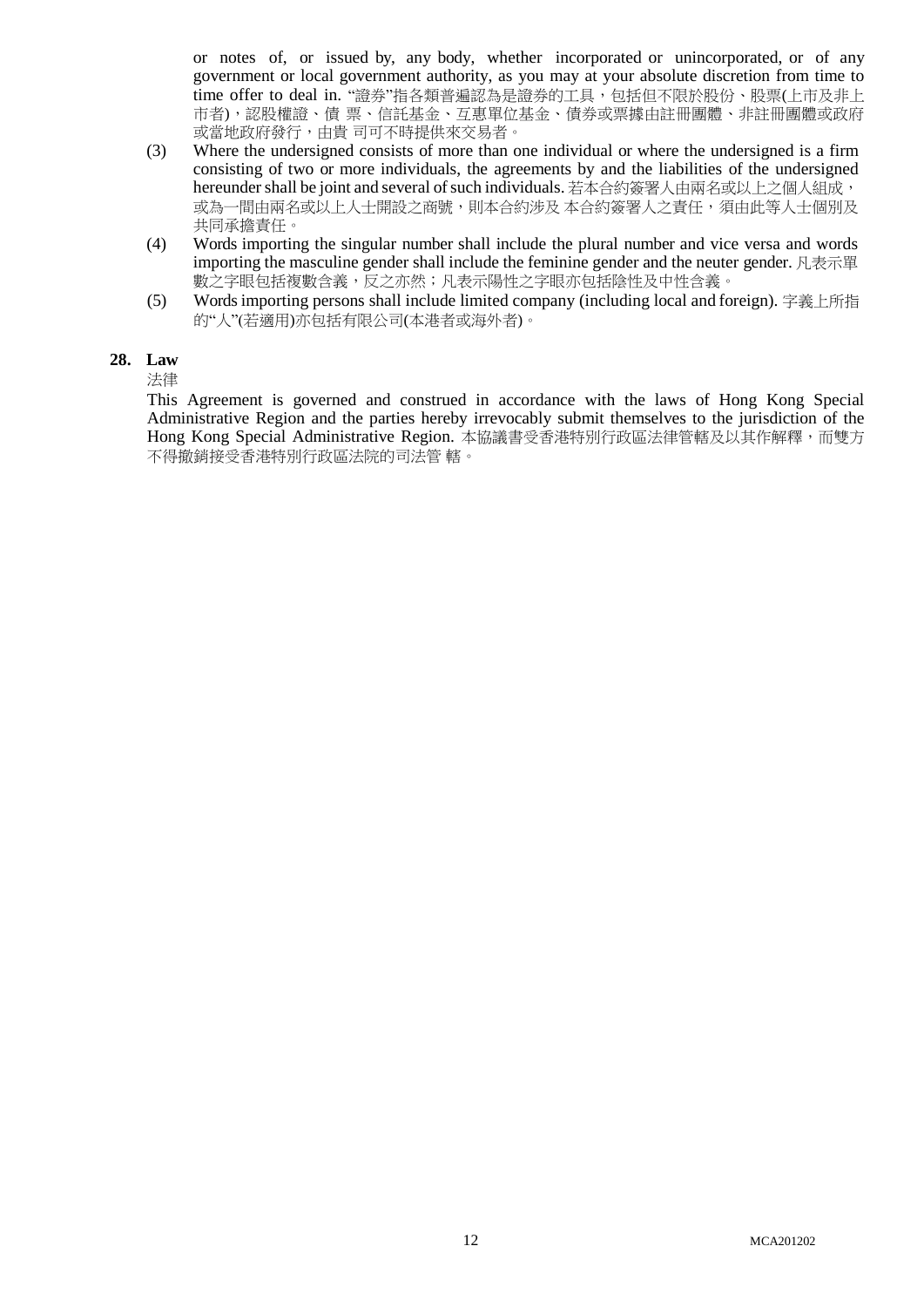or notes of, or issued by, any body, whether incorporated or unincorporated, or of any government or local government authority, as you may at your absolute discretion from time to time offer to deal in. "證券"指各類普遍認為是證券的工具，包括但不限於股份、股票(上市及非上市者)，認股權證、債 票、信託基金、互惠單位基金、債券或票據由註冊團體、非註冊團體或政府或當地政府發行，由貴 司可不時提供來交易者。

(3) Where the undersigned consists of more than one individual or where the undersigned is a firm consisting of two or more individuals, the agreements by and the liabilities of the undersigned hereunder shall be joint and several of such individuals. 若本合約簽署人由兩名或以上之個人組成，或為一間由兩名或以上人士開設之商號，則本合約涉及 本合約簽署人之責任，須由此等人士個別及共同承擔責任。

(4) Words importing the singular number shall include the plural number and vice versa and words importing the masculine gender shall include the feminine gender and the neuter gender. 凡表示單數之字眼包括複數含義，反之亦然；凡表示陽性之字眼亦包括陰性及中性含義。

(5) Words importing persons shall include limited company (including local and foreign). 字義上所指的"人"(若適用)亦包括有限公司(本港者或海外者)。

**28. Law**

法律

This Agreement is governed and construed in accordance with the laws of Hong Kong Special Administrative Region and the parties hereby irrevocably submit themselves to the jurisdiction of the Hong Kong Special Administrative Region. 本協議書受香港特別行政區法律管轄及以其作解釋，而雙方不得撤銷接受香港特別行政區法院的司法管 轄。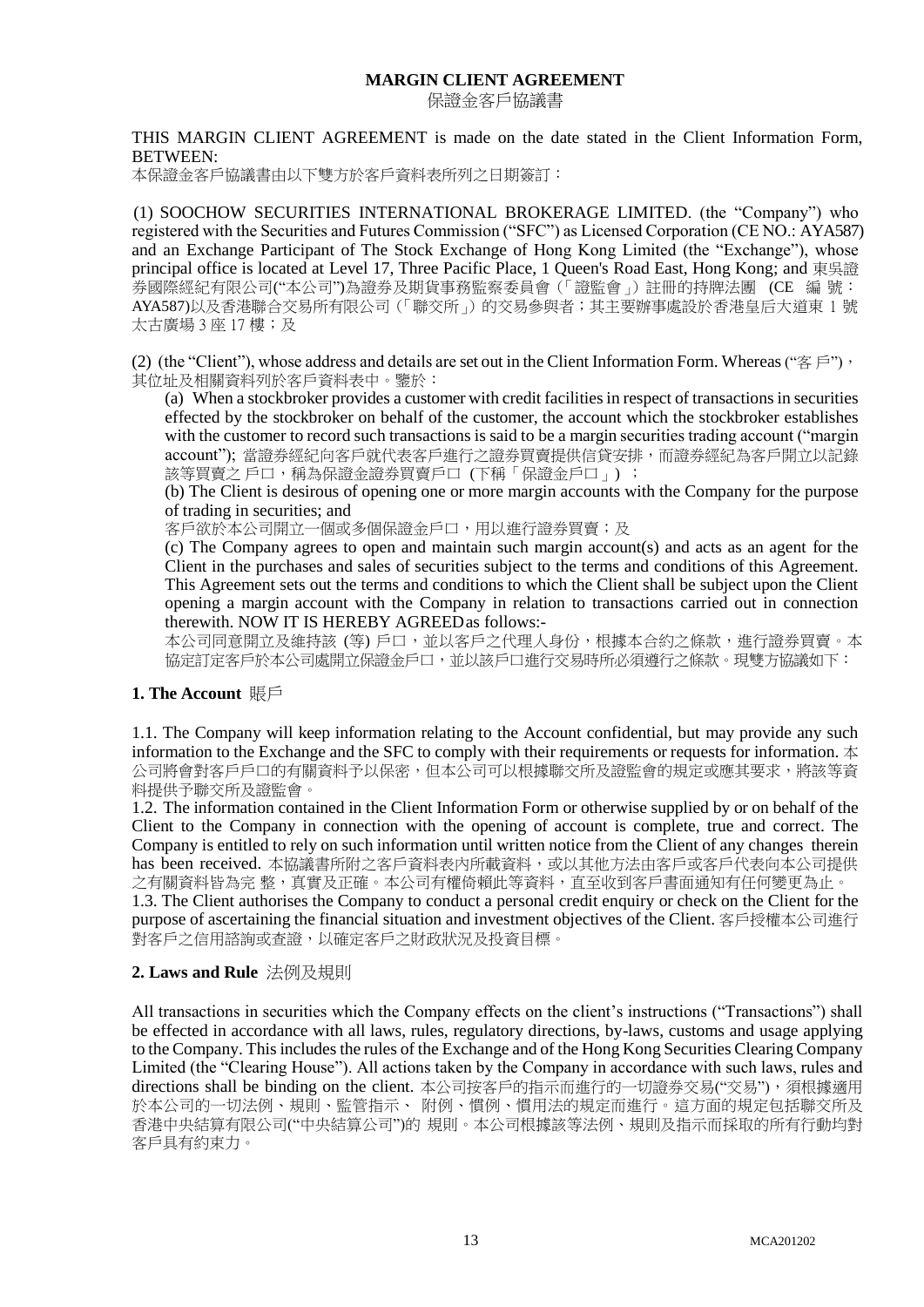# MARGIN CLIENT AGREEMENT

保證金客戶協議書

THIS MARGIN CLIENT AGREEMENT is made on the date stated in the Client Information Form, BETWEEN:
本保證金客戶協議書由以下雙方於客戶資料表所列之日期簽訂：

(1) SOOCHOW SECURITIES INTERNATIONAL BROKERAGE LIMITED. (the "Company") who registered with the Securities and Futures Commission ("SFC") as Licensed Corporation (CE NO.: AYA587) and an Exchange Participant of The Stock Exchange of Hong Kong Limited (the "Exchange"), whose principal office is located at Level 17, Three Pacific Place, 1 Queen's Road East, Hong Kong; and 東吳證券國際經紀有限公司("本公司")為證券及期貨事務監察委員會（「證監會」）註冊的持牌法團 (CE 編號：AYA587)以及香港聯合交易所有限公司（「聯交所」）的交易參與者；其主要辦事處設於香港皇后大道東 1 號太古廣場 3 座 17 樓；及

(2) (the "Client"), whose address and details are set out in the Client Information Form. Whereas ("客戶")，其位址及相關資料列於客戶資料表中。鑒於：

(a) When a stockbroker provides a customer with credit facilities in respect of transactions in securities effected by the stockbroker on behalf of the customer, the account which the stockbroker establishes with the customer to record such transactions is said to be a margin securities trading account ("margin account"); 當證券經紀向客戶就代表客戶進行之證券買賣提供信貸安排，而證券經紀為客戶開立以記錄該等買賣之 戶口，稱為保證金證券買賣戶口 (下稱「保證金戶口」)；

(b) The Client is desirous of opening one or more margin accounts with the Company for the purpose of trading in securities; and
客戶欲於本公司開立一個或多個保證金戶口，用以進行證券買賣；及

(c) The Company agrees to open and maintain such margin account(s) and acts as an agent for the Client in the purchases and sales of securities subject to the terms and conditions of this Agreement. This Agreement sets out the terms and conditions to which the Client shall be subject upon the Client opening a margin account with the Company in relation to transactions carried out in connection therewith. NOW IT IS HEREBY AGREED as follows:-
本公司同意開立及維持該 (等) 戶口，並以客戶之代理人身份，根據本合約之條款，進行證券買賣。本協定訂定客戶於本公司處開立保證金戶口，並以該戶口進行交易時所必須遵行之條款。現雙方協議如下：

## 1. The Account 賬戶

1.1. The Company will keep information relating to the Account confidential, but may provide any such information to the Exchange and the SFC to comply with their requirements or requests for information. 本公司將會對客戶戶口的有關資料予以保密，但本公司可以根據聯交所及證監會的規定或應其要求，將該等資料提供予聯交所及證監會。

1.2. The information contained in the Client Information Form or otherwise supplied by or on behalf of the Client to the Company in connection with the opening of account is complete, true and correct. The Company is entitled to rely on such information until written notice from the Client of any changes therein has been received. 本協議書所附之客戶資料表內所載資料，或以其他方法由客戶或客戶代表向本公司提供之有關資料皆為完 整，真實及正確。本公司有權倚賴此等資料，直至收到客戶書面通知有任何變更為止。

1.3. The Client authorises the Company to conduct a personal credit enquiry or check on the Client for the purpose of ascertaining the financial situation and investment objectives of the Client. 客戶授權本公司進行對客戶之信用諮詢或查證，以確定客戶之財政狀況及投資目標。

## 2. Laws and Rule 法例及規則

All transactions in securities which the Company effects on the client's instructions ("Transactions") shall be effected in accordance with all laws, rules, regulatory directions, by-laws, customs and usage applying to the Company. This includes the rules of the Exchange and of the Hong Kong Securities Clearing Company Limited (the "Clearing House"). All actions taken by the Company in accordance with such laws, rules and directions shall be binding on the client. 本公司按客戶的指示而進行的一切證券交易("交易")，須根據適用於本公司的一切法例、規則、監管指示、 附例、慣例、慣用法的規定而進行。這方面的規定包括聯交所及香港中央結算有限公司("中央結算公司")的 規則。本公司根據該等法例、規則及指示而採取的所有行動均對客戶具有約束力。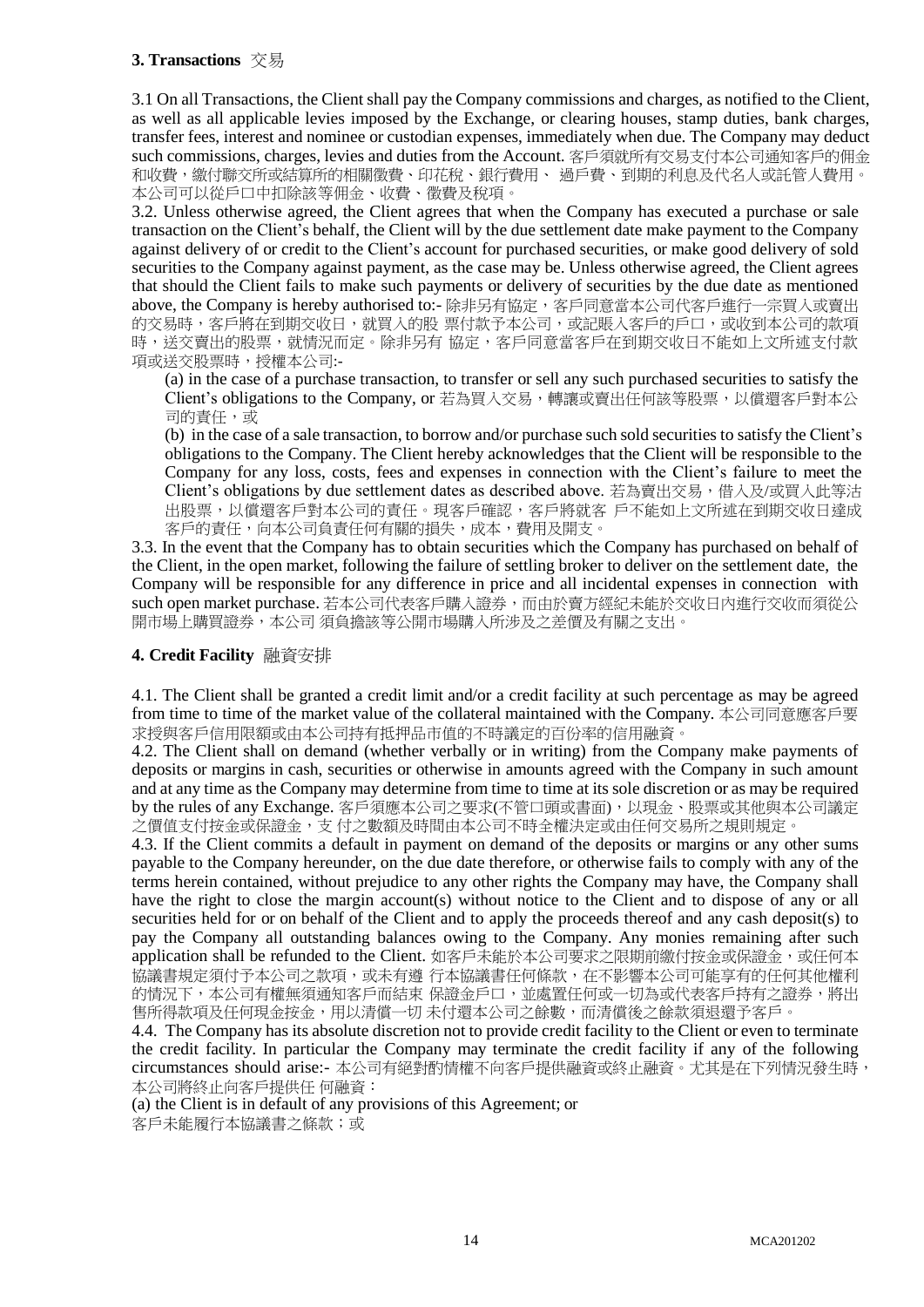## **3. Transactions** 交易

3.1 On all Transactions, the Client shall pay the Company commissions and charges, as notified to the Client, as well as all applicable levies imposed by the Exchange, or clearing houses, stamp duties, bank charges, transfer fees, interest and nominee or custodian expenses, immediately when due. The Company may deduct such commissions, charges, levies and duties from the Account. 客戶須就所有交易支付本公司通知客戶的佣金和收費，繳付聯交所或結算所的相關徵費、印花稅、銀行費用、 過戶費、到期的利息及代名人或託管人費用。本公司可以從戶口中扣除該等佣金、收費、徵費及稅項。

3.2. Unless otherwise agreed, the Client agrees that when the Company has executed a purchase or sale transaction on the Client's behalf, the Client will by the due settlement date make payment to the Company against delivery of or credit to the Client's account for purchased securities, or make good delivery of sold securities to the Company against payment, as the case may be. Unless otherwise agreed, the Client agrees that should the Client fails to make such payments or delivery of securities by the due date as mentioned above, the Company is hereby authorised to:- 除非另有協定，客戶同意當本公司代客戶進行一宗買入或賣出的交易時，客戶將在到期交收日，就買入的股 票付款予本公司，或記賬入客戶的戶口，或收到本公司的款項時，送交賣出的股票，就情況而定。除非另有 協定，客戶同意當客戶在到期交收日不能如上文所述支付款項或送交股票時，授權本公司:-

(a) in the case of a purchase transaction, to transfer or sell any such purchased securities to satisfy the Client's obligations to the Company, or 若為買入交易，轉讓或賣出任何該等股票，以償還客戶對本公司的責任，或

(b) in the case of a sale transaction, to borrow and/or purchase such sold securities to satisfy the Client's obligations to the Company. The Client hereby acknowledges that the Client will be responsible to the Company for any loss, costs, fees and expenses in connection with the Client's failure to meet the Client's obligations by due settlement dates as described above. 若為賣出交易，借入及/或買入此等沽出股票，以償還客戶對本公司的責任。現客戶確認，客戶將就客 戶不能如上文所述在到期交收日達成客戶的責任，向本公司負責任何有關的損失，成本，費用及開支。

3.3. In the event that the Company has to obtain securities which the Company has purchased on behalf of the Client, in the open market, following the failure of settling broker to deliver on the settlement date, the Company will be responsible for any difference in price and all incidental expenses in connection with such open market purchase. 若本公司代表客戶購入證券，而由於賣方經紀未能於交收日內進行交收而須從公開市場上購買證券，本公司 須負擔該等公開市場購入所涉及之差價及有關之支出。

## **4. Credit Facility** 融資安排

4.1. The Client shall be granted a credit limit and/or a credit facility at such percentage as may be agreed from time to time of the market value of the collateral maintained with the Company. 本公司同意應客戶要求授與客戶信用限額或由本公司持有抵押品市值的不時議定的百份率的信用融資。

4.2. The Client shall on demand (whether verbally or in writing) from the Company make payments of deposits or margins in cash, securities or otherwise in amounts agreed with the Company in such amount and at any time as the Company may determine from time to time at its sole discretion or as may be required by the rules of any Exchange. 客戶須應本公司之要求(不管口頭或書面)，以現金、股票或其他與本公司議定之價值支付按金或保證金，支 付之數額及時間由本公司不時全權決定或由任何交易所之規則規定。

4.3. If the Client commits a default in payment on demand of the deposits or margins or any other sums payable to the Company hereunder, on the due date therefore, or otherwise fails to comply with any of the terms herein contained, without prejudice to any other rights the Company may have, the Company shall have the right to close the margin account(s) without notice to the Client and to dispose of any or all securities held for or on behalf of the Client and to apply the proceeds thereof and any cash deposit(s) to pay the Company all outstanding balances owing to the Company. Any monies remaining after such application shall be refunded to the Client. 如客戶未能於本公司要求之限期前繳付按金或保證金，或任何本協議書規定須付予本公司之款項，或未有遵 行本協議書任何條款，在不影響本公司可能享有的任何其他權利的情況下，本公司有權無須通知客戶而結束 保證金戶口，並處置任何或一切為或代表客戶持有之證券，將出售所得款項及任何現金按金，用以清償一切 未付還本公司之餘數，而清償後之餘款須退還予客戶。

4.4. The Company has its absolute discretion not to provide credit facility to the Client or even to terminate the credit facility. In particular the Company may terminate the credit facility if any of the following circumstances should arise:- 本公司有絕對酌情權不向客戶提供融資或終止融資。尤其是在下列情況發生時，本公司將終止向客戶提供任 何融資：

(a) the Client is in default of any provisions of this Agreement; or
客戶未能履行本協議書之條款；或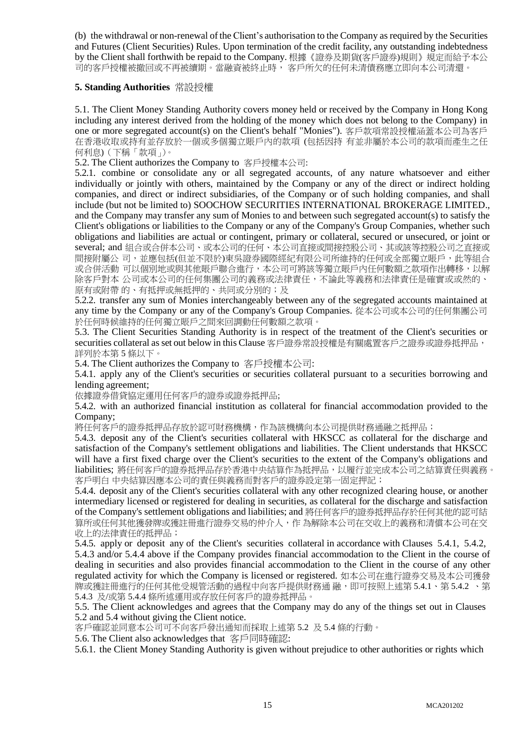(b) the withdrawal or non-renewal of the Client's authorisation to the Company as required by the Securities and Futures (Client Securities) Rules. Upon termination of the credit facility, any outstanding indebtedness by the Client shall forthwith be repaid to the Company. 根據《證券及期貨(客戶證券)規則》規定而給予本公司的客戶授權被撤回或不再被續期。當融資被終止時， 客戶所欠的任何未清債務應立即向本公司清還。

**5. Standing Authorities** 常設授權

5.1. The Client Money Standing Authority covers money held or received by the Company in Hong Kong including any interest derived from the holding of the money which does not belong to the Company) in one or more segregated account(s) on the Client's behalf "Monies"). 客戶款項常設授權涵蓋本公司為客戶在香港收取或持有並存放於一個或多個獨立賬戶內的款項 (包括因持 有並非屬於本公司的款項而產生之任何利息)（下稱「款項」)。

5.2. The Client authorizes the Company to 客戶授權本公司:

5.2.1. combine or consolidate any or all segregated accounts, of any nature whatsoever and either individually or jointly with others, maintained by the Company or any of the direct or indirect holding companies, and direct or indirect subsidiaries, of the Company or of such holding companies, and shall include (but not be limited to) SOOCHOW SECURITIES INTERNATIONAL BROKERAGE LIMITED., and the Company may transfer any sum of Monies to and between such segregated account(s) to satisfy the Client's obligations or liabilities to the Company or any of the Company's Group Companies, whether such obligations and liabilities are actual or contingent, primary or collateral, secured or unsecured, or joint or several; and 組合或合併本公司、或本公司的任何、本公司直接或間接控股公司、其或該等控股公司之直接或間接附屬公 司，並應包括(但並不限於)東吳證券國際經紀有限公司所維持的任何或全部獨立賬戶，此等組合或合併活動 可以個別地或與其他賬戶聯合進行，本公司可將該等獨立賬戶內任何數額之款項作出轉移，以解除客戶對本 公司或本公司的任何集團公司的義務或法律責任，不論此等義務和法律責任是確實或或然的、原有或附帶 的、有抵押或無抵押的、共同或分別的；及

5.2.2. transfer any sum of Monies interchangeably between any of the segregated accounts maintained at any time by the Company or any of the Company's Group Companies. 從本公司或本公司的任何集團公司於任何時候維持的任何獨立賬戶之間來回調動任何數額之款項。

5.3. The Client Securities Standing Authority is in respect of the treatment of the Client's securities or securities collateral as set out below in this Clause 客戶證券常設授權是有關處置客戶之證券或證券抵押品，詳列於本第 5 條以下。

5.4. The Client authorizes the Company to 客戶授權本公司:

5.4.1. apply any of the Client's securities or securities collateral pursuant to a securities borrowing and lending agreement;
依據證券借貸協定運用任何客戶的證券或證券抵押品;

5.4.2. with an authorized financial institution as collateral for financial accommodation provided to the Company;
將任何客戶的證券抵押品存放於認可財務機構，作為該機構向本公司提供財務通融之抵押品；

5.4.3. deposit any of the Client's securities collateral with HKSCC as collateral for the discharge and satisfaction of the Company's settlement obligations and liabilities. The Client understands that HKSCC will have a first fixed charge over the Client's securities to the extent of the Company's obligations and liabilities; 將任何客戶的證券抵押品存於香港中央結算作為抵押品，以履行並完成本公司之結算責任與義務。客戶明白 中央結算因應本公司的責任與義務而對客戶的證券設定第一固定押記；

5.4.4. deposit any of the Client's securities collateral with any other recognized clearing house, or another intermediary licensed or registered for dealing in securities, as collateral for the discharge and satisfaction of the Company's settlement obligations and liabilities; and 將任何客戶的證券抵押品存於任何其他的認可結算所或任何其他獲發牌或獲註冊進行證券交易的仲介人，作 為解除本公司在交收上的義務和清償本公司在交收上的法律責任的抵押品；

5.4.5. apply or deposit any of the Client's securities collateral in accordance with Clauses 5.4.1, 5.4.2, 5.4.3 and/or 5.4.4 above if the Company provides financial accommodation to the Client in the course of dealing in securities and also provides financial accommodation to the Client in the course of any other regulated activity for which the Company is licensed or registered. 如本公司在進行證券交易及本公司獲發牌或獲註冊進行的任何其他受規管活動的過程中向客戶提供財務通 融，即可按照上述第 5.4.1、第 5.4.2 、第 5.4.3 及/或第 5.4.4 條所述運用或存放任何客戶的證券抵押品。

5.5. The Client acknowledges and agrees that the Company may do any of the things set out in Clauses 5.2 and 5.4 without giving the Client notice.
客戶確認並同意本公司可不向客戶發出通知而採取上述第 5.2 及 5.4 條的行動。

5.6. The Client also acknowledges that 客戶同時確認:

5.6.1. the Client Money Standing Authority is given without prejudice to other authorities or rights which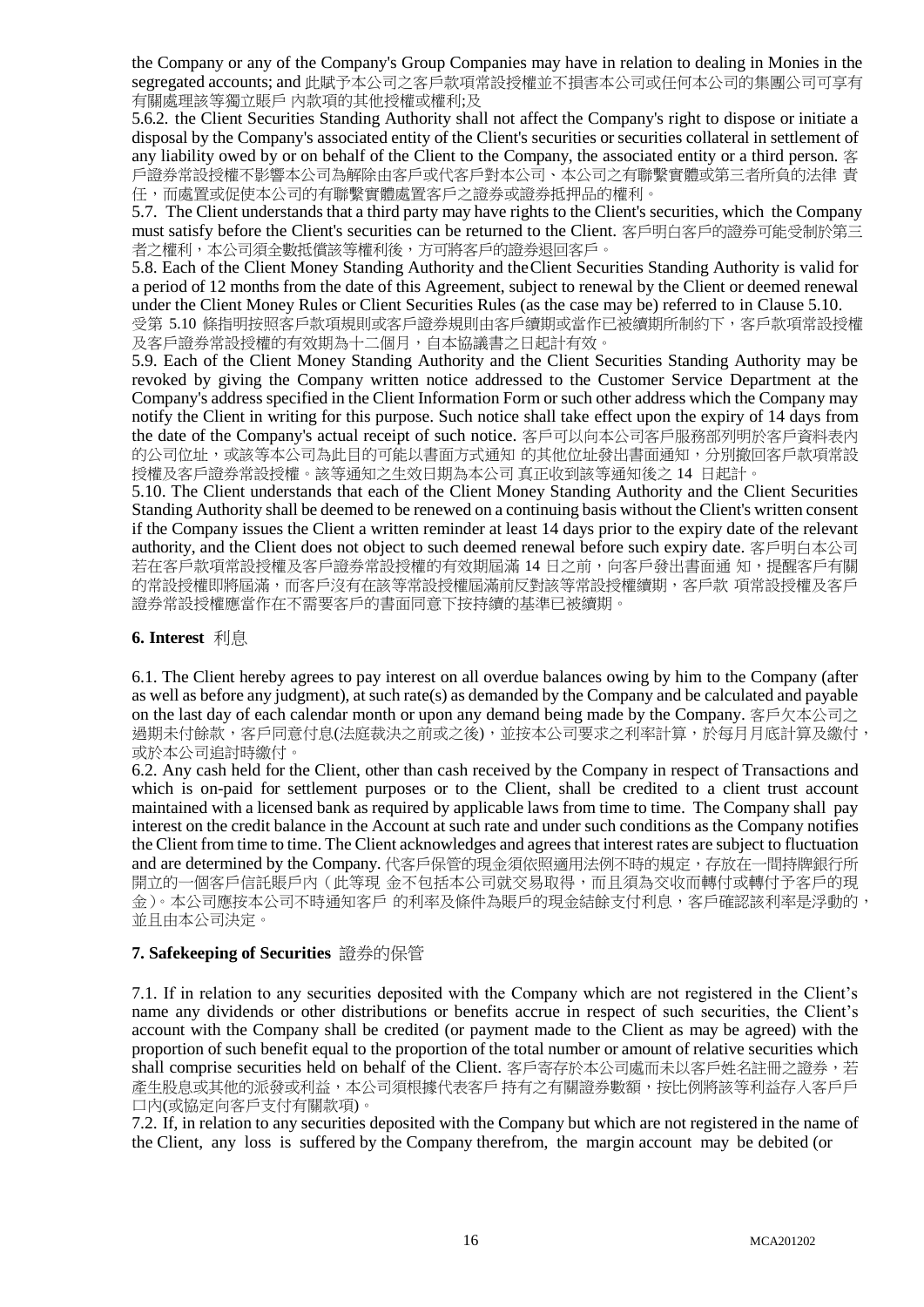the Company or any of the Company's Group Companies may have in relation to dealing in Monies in the segregated accounts; and 此賦予本公司之客戶款項常設授權並不損害本公司或任何本公司的集團公司可享有有關處理該等獨立賬戶 內款項的其他授權或權利;及

5.6.2. the Client Securities Standing Authority shall not affect the Company's right to dispose or initiate a disposal by the Company's associated entity of the Client's securities or securities collateral in settlement of any liability owed by or on behalf of the Client to the Company, the associated entity or a third person. 客戶證券常設授權不影響本公司為解除由客戶或代客戶對本公司、本公司之有聯繫實體或第三者所負的法律 責任，而處置或促使本公司的有聯繫實體處置客戶之證券或證券抵押品的權利。

5.7. The Client understands that a third party may have rights to the Client's securities, which the Company must satisfy before the Client's securities can be returned to the Client. 客戶明白客戶的證券可能受制於第三者之權利，本公司須全數抵償該等權利後，方可將客戶的證券退回客戶。

5.8. Each of the Client Money Standing Authority and the Client Securities Standing Authority is valid for a period of 12 months from the date of this Agreement, subject to renewal by the Client or deemed renewal under the Client Money Rules or Client Securities Rules (as the case may be) referred to in Clause 5.10. 受第 5.10 條指明按照客戶款項規則或客戶證券規則由客戶續期或當作已被續期所制約下，客戶款項常設授權及客戶證券常設授權的有效期為十二個月，自本協議書之日起計有效。

5.9. Each of the Client Money Standing Authority and the Client Securities Standing Authority may be revoked by giving the Company written notice addressed to the Customer Service Department at the Company's address specified in the Client Information Form or such other address which the Company may notify the Client in writing for this purpose. Such notice shall take effect upon the expiry of 14 days from the date of the Company's actual receipt of such notice. 客戶可以向本公司客戶服務部列明於客戶資料表內的公司位址，或該等本公司為此目的可能以書面方式通知 的其他位址發出書面通知，分別撤回客戶款項常設授權及客戶證券常設授權。該等通知之生效日期為本公司 真正收到該等通知後之 14 日起計。

5.10. The Client understands that each of the Client Money Standing Authority and the Client Securities Standing Authority shall be deemed to be renewed on a continuing basis without the Client's written consent if the Company issues the Client a written reminder at least 14 days prior to the expiry date of the relevant authority, and the Client does not object to such deemed renewal before such expiry date. 客戶明白本公司若在客戶款項常設授權及客戶證券常設授權的有效期屆滿 14 日之前，向客戶發出書面通 知，提醒客戶有關的常設授權即將屆滿，而客戶沒有在該等常設授權屆滿前反對該等常設授權續期，客戶款 項常設授權及客戶證券常設授權應當作在不需要客戶的書面同意下按持續的基準已被續期。

## 6. Interest 利息

6.1. The Client hereby agrees to pay interest on all overdue balances owing by him to the Company (after as well as before any judgment), at such rate(s) as demanded by the Company and be calculated and payable on the last day of each calendar month or upon any demand being made by the Company. 客戶欠本公司之過期未付餘款，客戶同意付息(法庭裁決之前或之後)，並按本公司要求之利率計算，於每月月底計算及繳付，或於本公司追討時繳付。

6.2. Any cash held for the Client, other than cash received by the Company in respect of Transactions and which is on-paid for settlement purposes or to the Client, shall be credited to a client trust account maintained with a licensed bank as required by applicable laws from time to time. The Company shall pay interest on the credit balance in the Account at such rate and under such conditions as the Company notifies the Client from time to time. The Client acknowledges and agrees that interest rates are subject to fluctuation and are determined by the Company. 代客戶保管的現金須依照適用法例不時的規定，存放在一間持牌銀行所開立的一個客戶信託賬戶內（此等現 金不包括本公司就交易取得，而且須為交收而轉付或轉付予客戶的現金）。本公司應按本公司不時通知客戶 的利率及條件為賬戶的現金結餘支付利息，客戶確認該利率是浮動的，並且由本公司決定。

## 7. Safekeeping of Securities 證券的保管

7.1. If in relation to any securities deposited with the Company which are not registered in the Client's name any dividends or other distributions or benefits accrue in respect of such securities, the Client's account with the Company shall be credited (or payment made to the Client as may be agreed) with the proportion of such benefit equal to the proportion of the total number or amount of relative securities which shall comprise securities held on behalf of the Client. 客戶寄存於本公司處而未以客戶姓名註冊之證券，若產生股息或其他的派發或利益，本公司須根據代表客戶 持有之有關證券數額，按比例將該等利益存入客戶戶口內(或協定向客戶支付有關款項)。

7.2. If, in relation to any securities deposited with the Company but which are not registered in the name of the Client, any loss is suffered by the Company therefrom, the margin account may be debited (or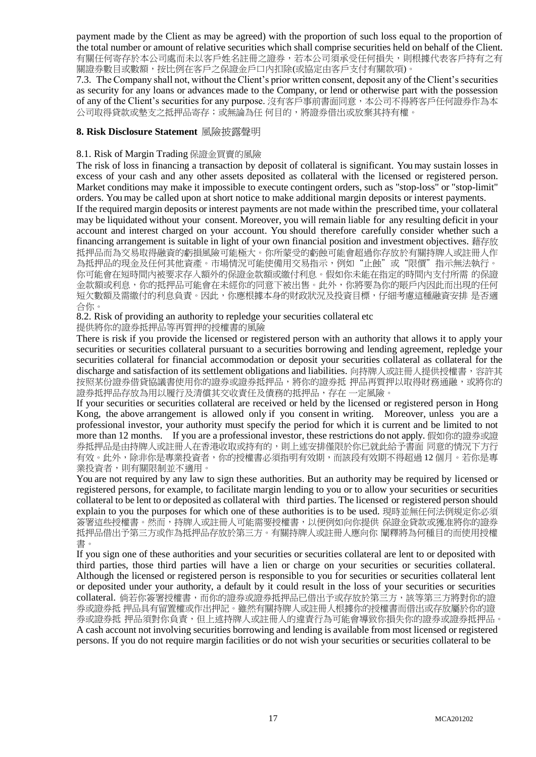payment made by the Client as may be agreed) with the proportion of such loss equal to the proportion of the total number or amount of relative securities which shall comprise securities held on behalf of the Client. 有關任何寄存於本公司處而未以客戶姓名註冊之證券，若本公司須承受任何損失，則根據代表客戶持有之有關證券數目或數額，按比例在客戶之保證金戶口內扣除(或協定由客戶支付有關款項)。

7.3. The Company shall not, without the Client's prior written consent, deposit any of the Client's securities as security for any loans or advances made to the Company, or lend or otherwise part with the possession of any of the Client's securities for any purpose. 沒有客戶事前書面同意，本公司不得將客戶任何證券作為本公司取得貸款或墊支之抵押品寄存；或無論為任 何目的，將證券借出或放棄其持有權。

## 8. Risk Disclosure Statement 風險披露聲明

8.1. Risk of Margin Trading 保證金買賣的風險

The risk of loss in financing a transaction by deposit of collateral is significant. You may sustain losses in excess of your cash and any other assets deposited as collateral with the licensed or registered person. Market conditions may make it impossible to execute contingent orders, such as "stop-loss" or "stop-limit" orders. You may be called upon at short notice to make additional margin deposits or interest payments. If the required margin deposits or interest payments are not made within the prescribed time, your collateral may be liquidated without your consent. Moreover, you will remain liable for any resulting deficit in your account and interest charged on your account. You should therefore carefully consider whether such a financing arrangement is suitable in light of your own financial position and investment objectives. 藉存放抵押品而為交易取得融資的虧損風險可能極大。你所蒙受的虧蝕可能會超過你存放於有關持牌人或註冊人作為抵押品的現金及任何其他資產。市場情況可能使備用交易指示，例如"止蝕"或"限價"指示無法執行。你可能會在短時間內被要求存入額外的保證金款額或繳付利息。假如你未能在指定的時間內支付所需 的保證金款額或利息，你的抵押品可能會在未經你的同意下被出售。此外，你將要為你的賬戶內因此而出現的任何短欠數額及需繳付的利息負責。因此，你應根據本身的財政狀況及投資目標，仔細考慮這種融資安排 是否適合你。

8.2. Risk of providing an authority to repledge your securities collateral etc

提供將你的證券抵押品等再質押的授權書的風險

There is risk if you provide the licensed or registered person with an authority that allows it to apply your securities or securities collateral pursuant to a securities borrowing and lending agreement, repledge your securities collateral for financial accommodation or deposit your securities collateral as collateral for the discharge and satisfaction of its settlement obligations and liabilities. 向持牌人或註冊人提供授權書，容許其按照某份證券借貸協議書使用你的證券或證券抵押品，將你的證券抵 押品再質押以取得財務通融，或將你的證券抵押品存放為用以履行及清償其交收責任及債務的抵押品，存在 一定風險。

If your securities or securities collateral are received or held by the licensed or registered person in Hong Kong, the above arrangement is allowed only if you consent in writing. Moreover, unless you are a professional investor, your authority must specify the period for which it is current and be limited to not more than 12 months. If you are a professional investor, these restrictions do not apply. 假如你的證券或證券抵押品是由持牌人或註冊人在香港收取或持有的，則上述安排僅限於你已就此給予書面 同意的情況下方行有效。此外，除非你是專業投資者，你的授權書必須指明有效期，而該段有效期不得超過 12 個月。若你是專業投資者，則有關限制並不適用。

You are not required by any law to sign these authorities. But an authority may be required by licensed or registered persons, for example, to facilitate margin lending to you or to allow your securities or securities collateral to be lent to or deposited as collateral with third parties. The licensed or registered person should explain to you the purposes for which one of these authorities is to be used. 現時並無任何法例規定你必須簽署這些授權書。然而，持牌人或註冊人可能需要授權書，以便例如向你提供 保證金貸款或獲准將你的證券抵押品借出予第三方或作為抵押品存放於第三方。有關持牌人或註冊人應向你 闡釋將為何種目的而使用授權書。

If you sign one of these authorities and your securities or securities collateral are lent to or deposited with third parties, those third parties will have a lien or charge on your securities or securities collateral. Although the licensed or registered person is responsible to you for securities or securities collateral lent or deposited under your authority, a default by it could result in the loss of your securities or securities collateral. 倘若你簽署授權書，而你的證券或證券抵押品已借出予或存放於第三方，該等第三方將對你的證券或證券抵 押品具有留置權或作出押記。雖然有關持牌人或註冊人根據你的授權書而借出或存放屬於你的證券或證券抵 押品須對你負責，但上述持牌人或註冊人的違責行為可能會導致你損失你的證券或證券抵押品。

A cash account not involving securities borrowing and lending is available from most licensed or registered persons. If you do not require margin facilities or do not wish your securities or securities collateral to be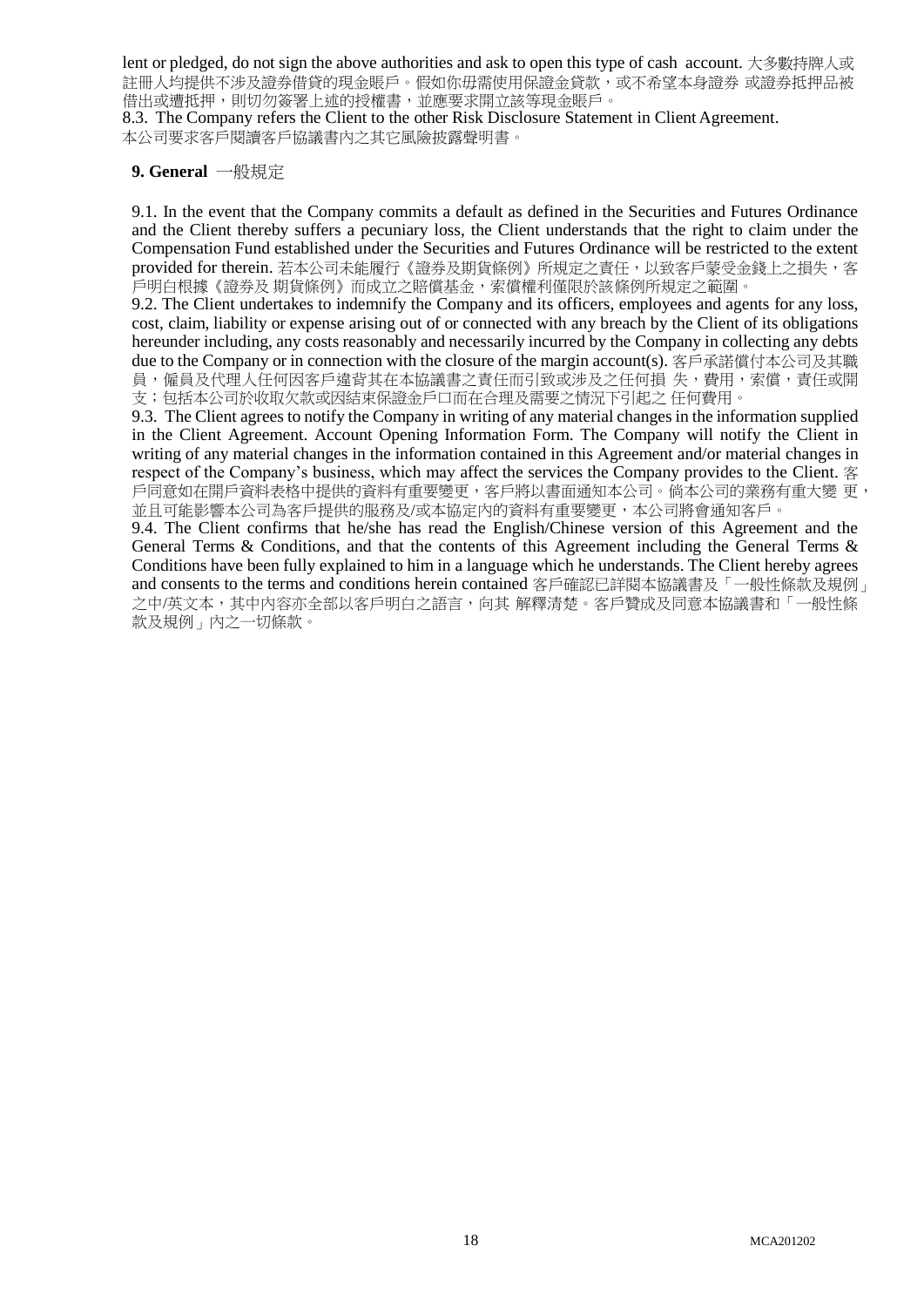lent or pledged, do not sign the above authorities and ask to open this type of cash account. 大多數持牌人或註冊人均提供不涉及證券借貸的現金賬戶。假如你毋需使用保證金貸款，或不希望本身證券 或證券抵押品被借出或遭抵押，則切勿簽署上述的授權書，並應要求開立該等現金賬戶。

8.3. The Company refers the Client to the other Risk Disclosure Statement in Client Agreement. 本公司要求客戶閱讀客戶協議書內之其它風險披露聲明書。

**9. General** 一般規定

9.1. In the event that the Company commits a default as defined in the Securities and Futures Ordinance and the Client thereby suffers a pecuniary loss, the Client understands that the right to claim under the Compensation Fund established under the Securities and Futures Ordinance will be restricted to the extent provided for therein. 若本公司未能履行《證券及期貨條例》所規定之責任，以致客戶蒙受金錢上之損失，客戶明白根據《證券及 期貨條例》而成立之賠償基金，索償權利僅限於該條例所規定之範圍。

9.2. The Client undertakes to indemnify the Company and its officers, employees and agents for any loss, cost, claim, liability or expense arising out of or connected with any breach by the Client of its obligations hereunder including, any costs reasonably and necessarily incurred by the Company in collecting any debts due to the Company or in connection with the closure of the margin account(s). 客戶承諾償付本公司及其職員，僱員及代理人任何因客戶違背其在本協議書之責任而引致或涉及之任何損 失，費用，索償，責任或開支；包括本公司於收取欠款或因結束保證金戶口而在合理及需要之情況下引起之 任何費用。

9.3. The Client agrees to notify the Company in writing of any material changes in the information supplied in the Client Agreement. Account Opening Information Form. The Company will notify the Client in writing of any material changes in the information contained in this Agreement and/or material changes in respect of the Company's business, which may affect the services the Company provides to the Client. 客戶同意如在開戶資料表格中提供的資料有重要變更，客戶將以書面通知本公司。倘本公司的業務有重大變 更，並且可能影響本公司為客戶提供的服務及/或本協定內的資料有重要變更，本公司將會通知客戶。

9.4. The Client confirms that he/she has read the English/Chinese version of this Agreement and the General Terms & Conditions, and that the contents of this Agreement including the General Terms & Conditions have been fully explained to him in a language which he understands. The Client hereby agrees and consents to the terms and conditions herein contained 客戶確認已詳閱本協議書及「一般性條款及規例」之中/英文本，其中內容亦全部以客戶明白之語言，向其 解釋清楚。客戶贊成及同意本協議書和「一般性條款及規例」內之一切條款。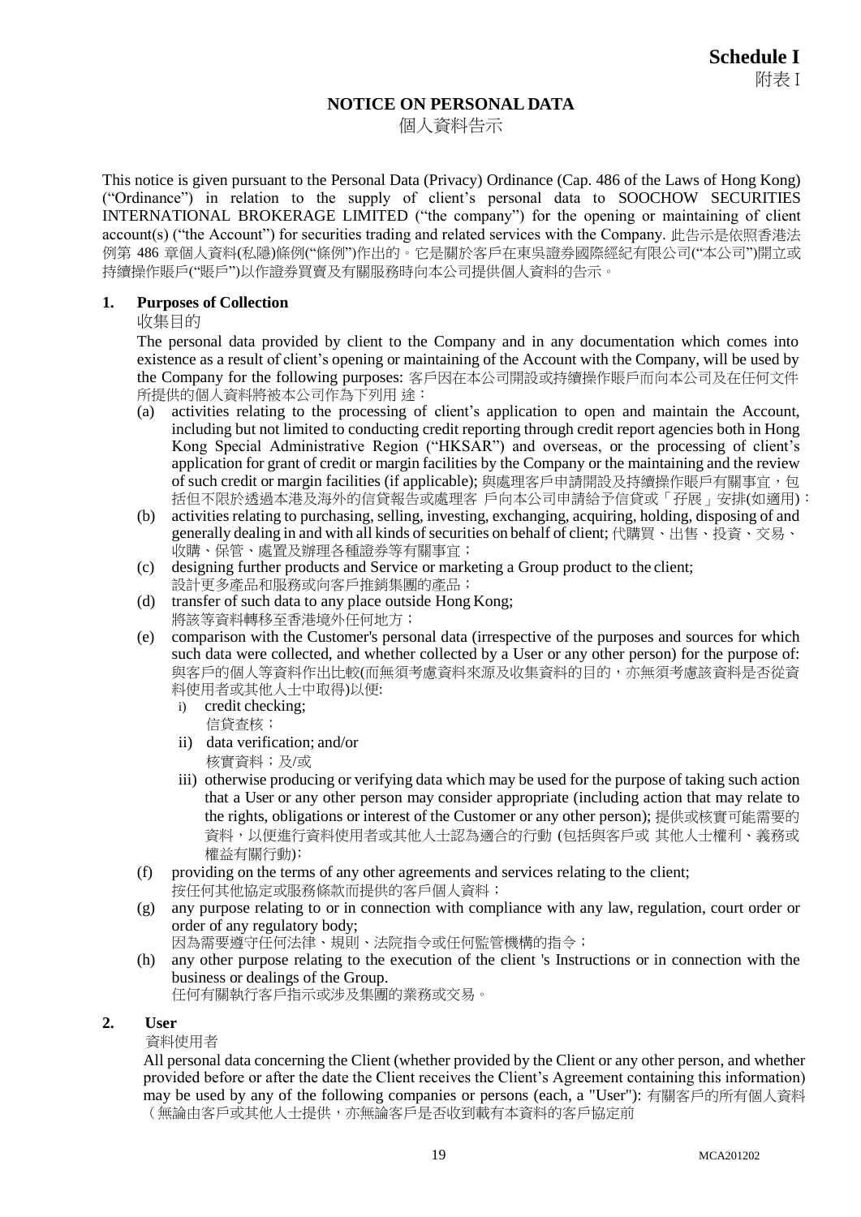**Schedule I**
附表 I

# NOTICE ON PERSONAL DATA

個人資料告示

This notice is given pursuant to the Personal Data (Privacy) Ordinance (Cap. 486 of the Laws of Hong Kong) ("Ordinance") in relation to the supply of client's personal data to SOOCHOW SECURITIES INTERNATIONAL BROKERAGE LIMITED ("the company") for the opening or maintaining of client account(s) ("the Account") for securities trading and related services with the Company. 此告示是依照香港法例第 486 章個人資料(私隱)條例("條例")作出的。它是關於客戶在東吳證券國際經紀有限公司("本公司")開立或持續操作賬戶("賬戶")以作證券買賣及有關服務時向本公司提供個人資料的告示。

## 1. Purposes of Collection

收集目的

The personal data provided by client to the Company and in any documentation which comes into existence as a result of client's opening or maintaining of the Account with the Company, will be used by the Company for the following purposes: 客戶因在本公司開設或持續操作賬戶而向本公司及在任何文件所提供的個人資料將被本公司作為下列用 途：

(a) activities relating to the processing of client's application to open and maintain the Account, including but not limited to conducting credit reporting through credit report agencies both in Hong Kong Special Administrative Region ("HKSAR") and overseas, or the processing of client's application for grant of credit or margin facilities by the Company or the maintaining and the review of such credit or margin facilities (if applicable); 與處理客戶申請開設及持續操作賬戶有關事宜，包括但不限於透過本港及海外的信貸報告或處理客 戶向本公司申請給予信貸或「孖展」安排(如適用)：

(b) activities relating to purchasing, selling, investing, exchanging, acquiring, holding, disposing of and generally dealing in and with all kinds of securities on behalf of client; 代購買、出售、投資、交易、收購、保管、處置及辦理各種證券等有關事宜；

(c) designing further products and Service or marketing a Group product to the client;
設計更多產品和服務或向客戶推銷集團的產品；

(d) transfer of such data to any place outside Hong Kong;
將該等資料轉移至香港境外任何地方；

(e) comparison with the Customer's personal data (irrespective of the purposes and sources for which such data were collected, and whether collected by a User or any other person) for the purpose of: 與客戶的個人等資料作出比較(而無須考慮資料來源及收集資料的目的，亦無須考慮該資料是否從資料使用者或其他人士中取得)以便:

  i) credit checking;
  信貸查核；

  ii) data verification; and/or
  核實資料；及/或

  iii) otherwise producing or verifying data which may be used for the purpose of taking such action that a User or any other person may consider appropriate (including action that may relate to the rights, obligations or interest of the Customer or any other person); 提供或核實可能需要的資料，以便進行資料使用者或其他人士認為適合的行動 (包括與客戶或 其他人士權利、義務或權益有關行動);

(f) providing on the terms of any other agreements and services relating to the client;
按任何其他協定或服務條款而提供的客戶個人資料；

(g) any purpose relating to or in connection with compliance with any law, regulation, court order or order of any regulatory body;
因為需要遵守任何法律、規則、法院指令或任何監管機構的指令；

(h) any other purpose relating to the execution of the client 's Instructions or in connection with the business or dealings of the Group.
任何有關執行客戶指示或涉及集團的業務或交易。

## 2. User

資料使用者

All personal data concerning the Client (whether provided by the Client or any other person, and whether provided before or after the date the Client receives the Client's Agreement containing this information) may be used by any of the following companies or persons (each, a "User"): 有關客戶的所有個人資料（無論由客戶或其他人士提供，亦無論客戶是否收到載有本資料的客戶協定前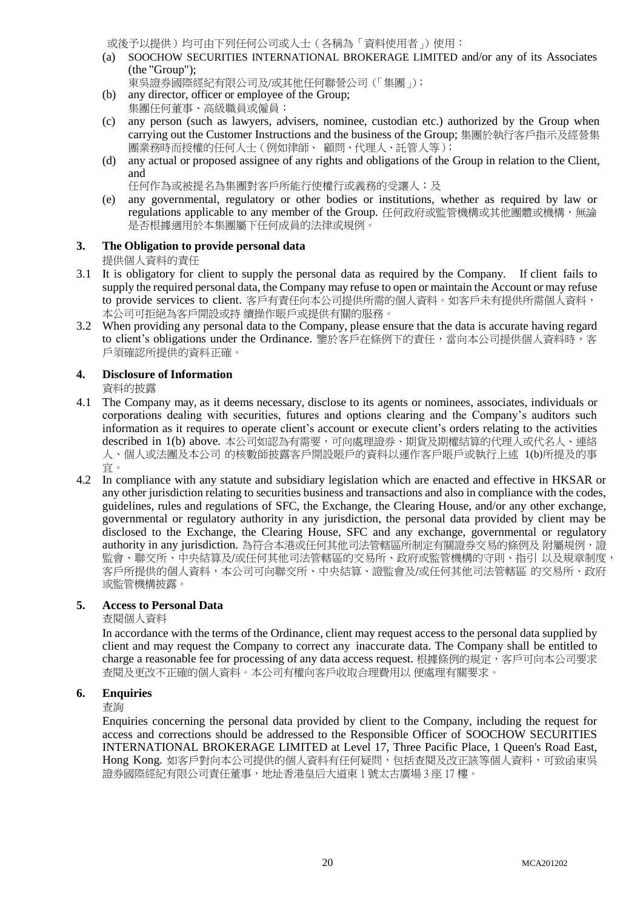或後予以提供）均可由下列任何公司或人士（各稱為「資料使用者」）使用：

(a) SOOCHOW SECURITIES INTERNATIONAL BROKERAGE LIMITED and/or any of its Associates (the "Group");
東吳證券國際經紀有限公司及/或其他任何聯營公司（「集團」）;

(b) any director, officer or employee of the Group;
集團任何董事、高級職員或僱員；

(c) any person (such as lawyers, advisers, nominee, custodian etc.) authorized by the Group when carrying out the Customer Instructions and the business of the Group; 集團於執行客戶指示及經營集團業務時而授權的任何人士（例如律師、 顧問、代理人、託管人等）;

(d) any actual or proposed assignee of any rights and obligations of the Group in relation to the Client, and
任何作為或被提名為集團對客戶所能行使權行或義務的受讓人；及

(e) any governmental, regulatory or other bodies or institutions, whether as required by law or regulations applicable to any member of the Group. 任何政府或監管機構或其他團體或機構，無論是否根據適用於本集團屬下任何成員的法律或規例。

## 3. The Obligation to provide personal data

提供個人資料的責任

3.1 It is obligatory for client to supply the personal data as required by the Company. If client fails to supply the required personal data, the Company may refuse to open or maintain the Account or may refuse to provide services to client. 客戶有責任向本公司提供所需的個人資料。如客戶未有提供所需個人資料，本公司可拒絕為客戶開設或持 續操作賬戶或提供有關的服務。

3.2 When providing any personal data to the Company, please ensure that the data is accurate having regard to client's obligations under the Ordinance. 鑒於客戶在條例下的責任，當向本公司提供個人資料時，客戶須確認所提供的資料正確。

## 4. Disclosure of Information

資料的披露

4.1 The Company may, as it deems necessary, disclose to its agents or nominees, associates, individuals or corporations dealing with securities, futures and options clearing and the Company's auditors such information as it requires to operate client's account or execute client's orders relating to the activities described in 1(b) above. 本公司如認為有需要，可向處理證券、期貨及期權結算的代理人或代名人、連絡人、個人或法團及本公司 的核數師披露客戶開設賬戶的資料以運作客戶賬戶或執行上述 1(b)所提及的事宜。

4.2 In compliance with any statute and subsidiary legislation which are enacted and effective in HKSAR or any other jurisdiction relating to securities business and transactions and also in compliance with the codes, guidelines, rules and regulations of SFC, the Exchange, the Clearing House, and/or any other exchange, governmental or regulatory authority in any jurisdiction, the personal data provided by client may be disclosed to the Exchange, the Clearing House, SFC and any exchange, governmental or regulatory authority in any jurisdiction. 為符合本港或任何其他司法管轄區所制定有關證券交易的條例及 附屬規例，證監會、聯交所、中央結算及/或任何其他司法管轄區的交易所、政府或監管機構的守則、指引 以及規章制度，客戶所提供的個人資料，本公司可向聯交所、中央結算、證監會及/或任何其他司法管轄區 的交易所、政府或監管機構披露。

## 5. Access to Personal Data

查閱個人資料

In accordance with the terms of the Ordinance, client may request access to the personal data supplied by client and may request the Company to correct any inaccurate data. The Company shall be entitled to charge a reasonable fee for processing of any data access request. 根據條例的規定，客戶可向本公司要求查閱及更改不正確的個人資料。本公司有權向客戶收取合理費用以 便處理有關要求。

## 6. Enquiries

查詢

Enquiries concerning the personal data provided by client to the Company, including the request for access and corrections should be addressed to the Responsible Officer of SOOCHOW SECURITIES INTERNATIONAL BROKERAGE LIMITED at Level 17, Three Pacific Place, 1 Queen's Road East, Hong Kong. 如客戶對向本公司提供的個人資料有任何疑問，包括查閱及改正該等個人資料，可致函東吳證券國際經紀有限公司責任董事，地址香港皇后大道東 1 號太古廣場 3 座 17 樓。

MCA201202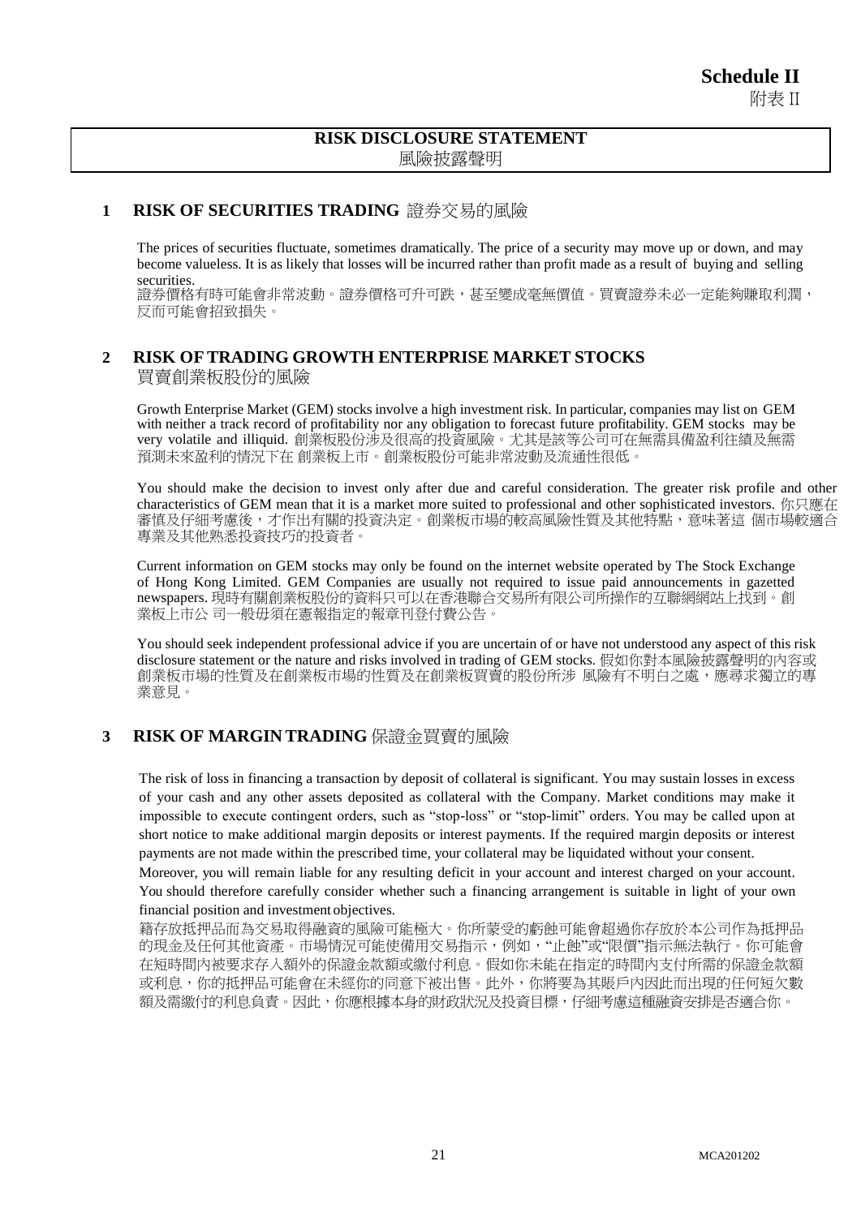**Schedule II**
附表 II

## RISK DISCLOSURE STATEMENT
## 風險披露聲明

### 1 RISK OF SECURITIES TRADING 證券交易的風險

The prices of securities fluctuate, sometimes dramatically. The price of a security may move up or down, and may become valueless. It is as likely that losses will be incurred rather than profit made as a result of buying and selling securities.
證券價格有時可能會非常波動。證券價格可升可跌，甚至變成毫無價值。買賣證券未必一定能夠賺取利潤，反而可能會招致損失。

### 2 RISK OF TRADING GROWTH ENTERPRISE MARKET STOCKS 買賣創業板股份的風險

Growth Enterprise Market (GEM) stocks involve a high investment risk. In particular, companies may list on GEM with neither a track record of profitability nor any obligation to forecast future profitability. GEM stocks may be very volatile and illiquid. 創業板股份涉及很高的投資風險。尤其是該等公司可在無需具備盈利往績及無需預測未來盈利的情況下在 創業板上市。創業板股份可能非常波動及流通性很低。

You should make the decision to invest only after due and careful consideration. The greater risk profile and other characteristics of GEM mean that it is a market more suited to professional and other sophisticated investors. 你只應在審慎及仔細考慮後，才作出有關的投資決定。創業板市場的較高風險性質及其他特點，意味著這 個市場較適合專業及其他熟悉投資技巧的投資者。

Current information on GEM stocks may only be found on the internet website operated by The Stock Exchange of Hong Kong Limited. GEM Companies are usually not required to issue paid announcements in gazetted newspapers. 現時有關創業板股份的資料只可以在香港聯合交易所有限公司所操作的互聯網網站上找到。創業板上市公 司一般毋須在憲報指定的報章刊登付費公告。

You should seek independent professional advice if you are uncertain of or have not understood any aspect of this risk disclosure statement or the nature and risks involved in trading of GEM stocks. 假如你對本風險披露聲明的內容或創業板市場的性質及在創業板市場的性質及在創業板買賣的股份所涉 風險有不明白之處，應尋求獨立的專業意見。

### 3 RISK OF MARGIN TRADING 保證金買賣的風險

The risk of loss in financing a transaction by deposit of collateral is significant. You may sustain losses in excess of your cash and any other assets deposited as collateral with the Company. Market conditions may make it impossible to execute contingent orders, such as "stop-loss" or "stop-limit" orders. You may be called upon at short notice to make additional margin deposits or interest payments. If the required margin deposits or interest payments are not made within the prescribed time, your collateral may be liquidated without your consent. Moreover, you will remain liable for any resulting deficit in your account and interest charged on your account. You should therefore carefully consider whether such a financing arrangement is suitable in light of your own financial position and investment objectives.
藉存放抵押品而為交易取得融資的風險可能極大。你所蒙受的虧蝕可能會超過你存放於本公司作為抵押品的現金及任何其他資產。市場情況可能使備用交易指示，例如，"止蝕"或"限價"指示無法執行。你可能會在短時間內被要求存入額外的保證金款額或繳付利息。假如你未能在指定的時間內支付所需的保證金款額或利息，你的抵押品可能會在未經你的同意下被出售。此外，你將要為其賬戶內因此而出現的任何短欠數額及需繳付的利息負責。因此，你應根據本身的財政狀況及投資目標，仔細考慮這種融資安排是否適合你。

MCA201202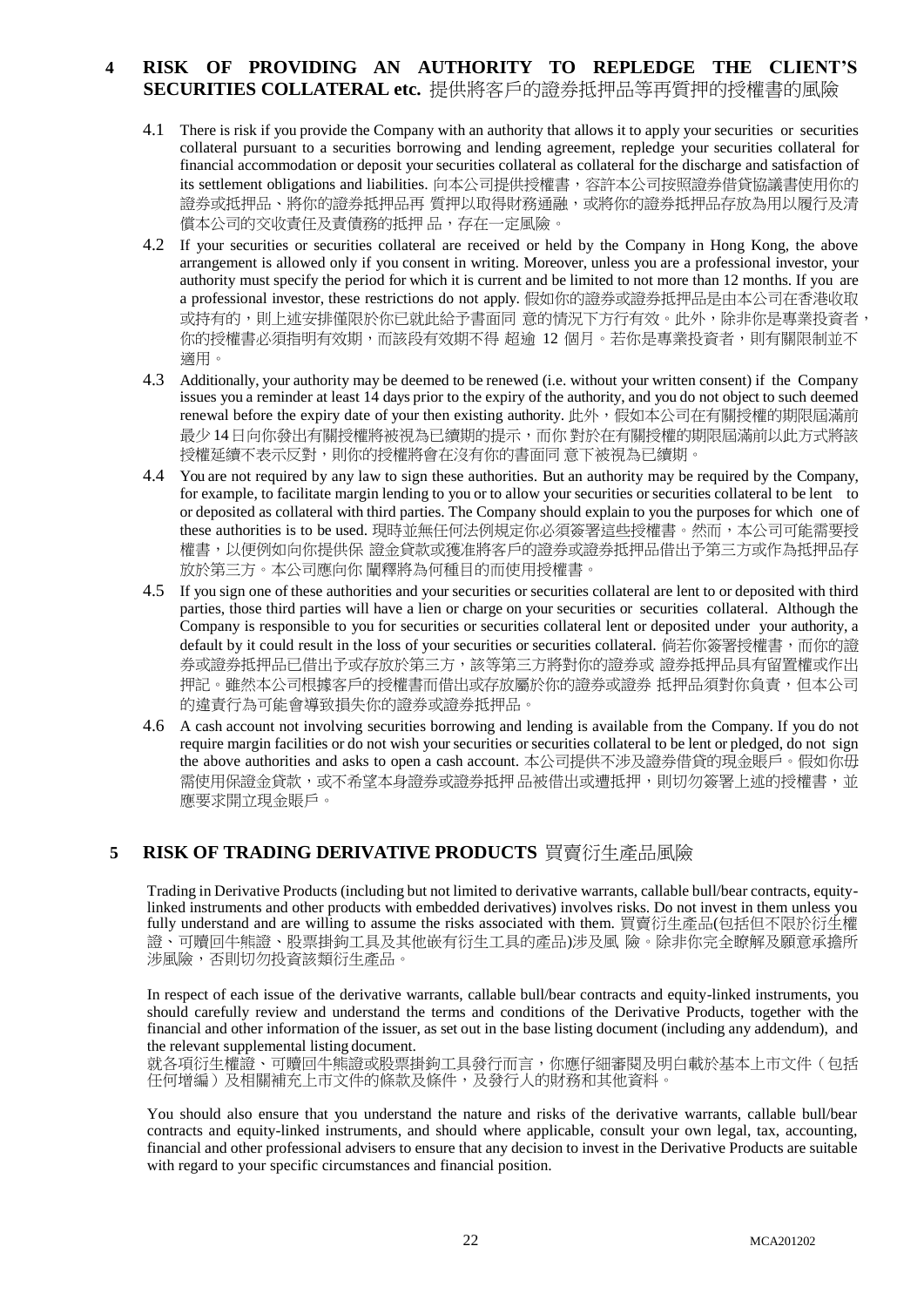## 4 RISK OF PROVIDING AN AUTHORITY TO REPLEDGE THE CLIENT'S SECURITIES COLLATERAL etc. 提供將客戶的證券抵押品等再質押的授權書的風險

4.1 There is risk if you provide the Company with an authority that allows it to apply your securities or securities collateral pursuant to a securities borrowing and lending agreement, repledge your securities collateral for financial accommodation or deposit your securities collateral as collateral for the discharge and satisfaction of its settlement obligations and liabilities. 向本公司提供授權書，容許本公司按照證券借貸協議書使用你的證券或抵押品、將你的證券抵押品再 質押以取得財務通融，或將你的證券抵押品存放為用以履行及清償本公司的交收責任及責債務的抵押 品，存在一定風險。

4.2 If your securities or securities collateral are received or held by the Company in Hong Kong, the above arrangement is allowed only if you consent in writing. Moreover, unless you are a professional investor, your authority must specify the period for which it is current and be limited to not more than 12 months. If you are a professional investor, these restrictions do not apply. 假如你的證券或證券抵押品是由本公司在香港收取或持有的，則上述安排僅限於你已就此給予書面同 意的情況下方行有效。此外，除非你是專業投資者，你的授權書必須指明有效期，而該段有效期不得 超逾 12 個月。若你是專業投資者，則有關限制並不適用。

4.3 Additionally, your authority may be deemed to be renewed (i.e. without your written consent) if the Company issues you a reminder at least 14 days prior to the expiry of the authority, and you do not object to such deemed renewal before the expiry date of your then existing authority. 此外，假如本公司在有關授權的期限屆滿前最少 14 日向你發出有關授權將被視為已續期的提示，而你 對於在有關授權的期限屆滿前以此方式將該授權延續不表示反對，則你的授權將會在沒有你的書面同 意下被視為已續期。

4.4 You are not required by any law to sign these authorities. But an authority may be required by the Company, for example, to facilitate margin lending to you or to allow your securities or securities collateral to be lent to or deposited as collateral with third parties. The Company should explain to you the purposes for which one of these authorities is to be used. 現時並無任何法例規定你必須簽署這些授權書。然而，本公司可能需要授權書，以便例如向你提供保 證金貸款或獲准將客戶的證券或證券抵押品借出予第三方或作為抵押品存放於第三方。本公司應向你 闡釋將為何種目的而使用授權書。

4.5 If you sign one of these authorities and your securities or securities collateral are lent to or deposited with third parties, those third parties will have a lien or charge on your securities or securities collateral. Although the Company is responsible to you for securities or securities collateral lent or deposited under your authority, a default by it could result in the loss of your securities or securities collateral. 倘若你簽署授權書，而你的證券或證券抵押品已借出予或存放於第三方，該等第三方將對你的證券或 證券抵押品具有留置權或作出押記。雖然本公司根據客戶的授權書而借出或存放屬於你的證券或證券 抵押品須對你負責，但本公司的違責行為可能會導致損失你的證券或證券抵押品。

4.6 A cash account not involving securities borrowing and lending is available from the Company. If you do not require margin facilities or do not wish your securities or securities collateral to be lent or pledged, do not sign the above authorities and asks to open a cash account. 本公司提供不涉及證券借貸的現金賬戶。假如你毋需使用保證金貸款，或不希望本身證券或證券抵押 品被借出或遭抵押，則切勿簽署上述的授權書，並應要求開立現金賬戶。

## 5 RISK OF TRADING DERIVATIVE PRODUCTS 買賣衍生產品風險

Trading in Derivative Products (including but not limited to derivative warrants, callable bull/bear contracts, equity-linked instruments and other products with embedded derivatives) involves risks. Do not invest in them unless you fully understand and are willing to assume the risks associated with them. 買賣衍生產品(包括但不限於衍生權證、可贖回牛熊證、股票掛鉤工具及其他嵌有衍生工具的產品)涉及風 險。除非你完全瞭解及願意承擔所涉風險，否則切勿投資該類衍生產品。

In respect of each issue of the derivative warrants, callable bull/bear contracts and equity-linked instruments, you should carefully review and understand the terms and conditions of the Derivative Products, together with the financial and other information of the issuer, as set out in the base listing document (including any addendum), and the relevant supplemental listing document.
就各項衍生權證、可贖回牛熊證或股票掛鉤工具發行而言，你應仔細審閱及明白載於基本上市文件（包括任何增編）及相關補充上市文件的條款及條件，及發行人的財務和其他資料。

You should also ensure that you understand the nature and risks of the derivative warrants, callable bull/bear contracts and equity-linked instruments, and should where applicable, consult your own legal, tax, accounting, financial and other professional advisers to ensure that any decision to invest in the Derivative Products are suitable with regard to your specific circumstances and financial position.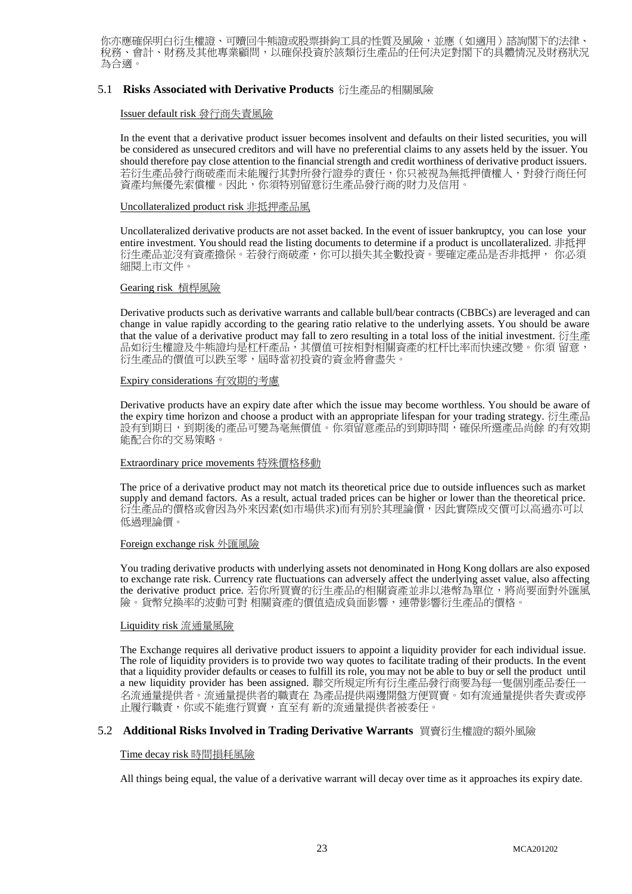你亦應確保明白衍生權證、可贖回牛熊證或股票掛鉤工具的性質及風險，並應（如適用）諮詢閣下的法律、稅務、會計、財務及其他專業顧問，以確保投資於該類衍生產品的任何決定對閣下的具體情況及財務狀況為合適。

### 5.1 **Risks Associated with Derivative Products** 衍生產品的相關風險

Issuer default risk 發行商失責風險

In the event that a derivative product issuer becomes insolvent and defaults on their listed securities, you will be considered as unsecured creditors and will have no preferential claims to any assets held by the issuer. You should therefore pay close attention to the financial strength and credit worthiness of derivative product issuers. 若衍生產品發行商破產而未能履行其對所發行證券的責任，你只被視為無抵押債權人，對發行商任何資產均無優先索償權。因此，你須特別留意衍生產品發行商的財力及信用。

Uncollateralized product risk 非抵押產品風

Uncollateralized derivative products are not asset backed. In the event of issuer bankruptcy, you can lose your entire investment. You should read the listing documents to determine if a product is uncollateralized. 非抵押衍生產品並沒有資產擔保。若發行商破產，你可以損失其全數投資。要確定產品是否非抵押， 你必須細閱上市文件。

Gearing risk 槓桿風險

Derivative products such as derivative warrants and callable bull/bear contracts (CBBCs) are leveraged and can change in value rapidly according to the gearing ratio relative to the underlying assets. You should be aware that the value of a derivative product may fall to zero resulting in a total loss of the initial investment. 衍生產品如衍生權證及牛熊證均是杠杆產品，其價值可按相對相關資產的杠杆比率而快速改變。你須 留意，衍生產品的價值可以跌至零，屆時當初投資的資金將會盡失。

Expiry considerations 有效期的考慮

Derivative products have an expiry date after which the issue may become worthless. You should be aware of the expiry time horizon and choose a product with an appropriate lifespan for your trading strategy. 衍生產品設有到期日，到期後的產品可變為毫無價值。你須留意產品的到期時間，確保所選產品尚餘 的有效期能配合你的交易策略。

Extraordinary price movements 特殊價格移動

The price of a derivative product may not match its theoretical price due to outside influences such as market supply and demand factors. As a result, actual traded prices can be higher or lower than the theoretical price. 衍生產品的價格或會因為外來因素(如市場供求)而有別於其理論價，因此實際成交價可以高過亦可以低過理論價。

Foreign exchange risk 外匯風險

You trading derivative products with underlying assets not denominated in Hong Kong dollars are also exposed to exchange rate risk. Currency rate fluctuations can adversely affect the underlying asset value, also affecting the derivative product price. 若你所買賣的衍生產品的相關資產並非以港幣為單位，將尚要面對外匯風險。貨幣兌換率的波動可對 相關資產的價值造成負面影響，連帶影響衍生產品的價格。

Liquidity risk 流通量風險

The Exchange requires all derivative product issuers to appoint a liquidity provider for each individual issue. The role of liquidity providers is to provide two way quotes to facilitate trading of their products. In the event that a liquidity provider defaults or ceases to fulfill its role, you may not be able to buy or sell the product until a new liquidity provider has been assigned. 聯交所規定所有衍生產品發行商要為每一隻個別產品委任一名流通量提供者。流通量提供者的職責在 為產品提供兩邊開盤方便買賣。如有流通量提供者失責或停止履行職責，你或不能進行買賣，直至有 新的流通量提供者被委任。

### 5.2 **Additional Risks Involved in Trading Derivative Warrants** 買賣衍生權證的額外風險

Time decay risk 時間損耗風險

All things being equal, the value of a derivative warrant will decay over time as it approaches its expiry date.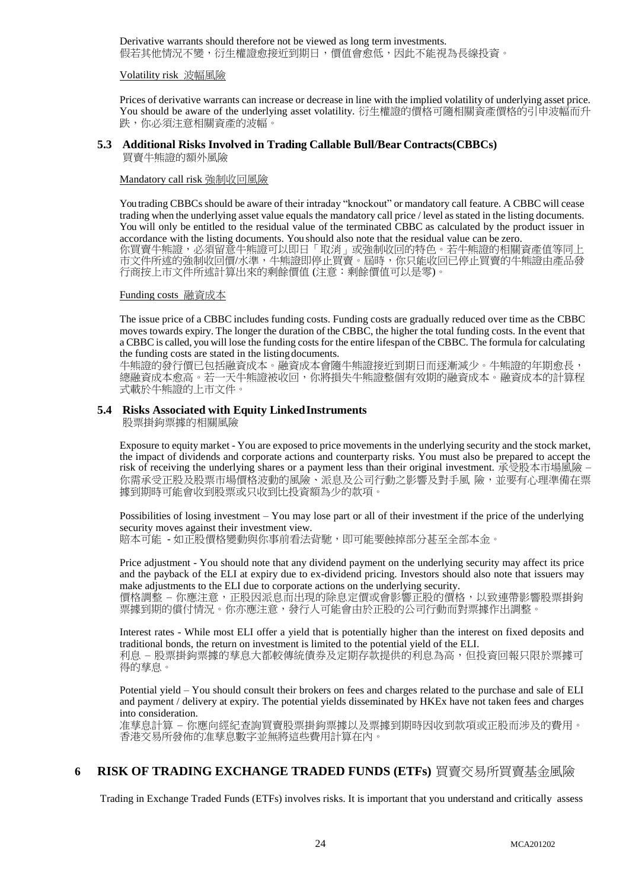Derivative warrants should therefore not be viewed as long term investments.
假若其他情況不變，衍生權證愈接近到期日，價值會愈低，因此不能視為長線投資。

Volatility risk 波幅風險

Prices of derivative warrants can increase or decrease in line with the implied volatility of underlying asset price. You should be aware of the underlying asset volatility. 衍生權證的價格可隨相關資產價格的引申波幅而升跌，你必須注意相關資產的波幅。

### 5.3 Additional Risks Involved in Trading Callable Bull/Bear Contracts(CBBCs)
買賣牛熊證的額外風險

Mandatory call risk 強制收回風險

You trading CBBCs should be aware of their intraday "knockout" or mandatory call feature. A CBBC will cease trading when the underlying asset value equals the mandatory call price / level as stated in the listing documents. You will only be entitled to the residual value of the terminated CBBC as calculated by the product issuer in accordance with the listing documents. You should also note that the residual value can be zero.
你買賣牛熊證，必須留意牛熊證可以即日「取消」或強制收回的特色。若牛熊證的相關資產值等同上市文件所述的強制收回價/水準，牛熊證即停止買賣。屆時，你只能收回已停止買賣的牛熊證由產品發行商按上市文件所述計算出來的剩餘價值 (注意：剩餘價值可以是零)。

Funding costs 融資成本

The issue price of a CBBC includes funding costs. Funding costs are gradually reduced over time as the CBBC moves towards expiry. The longer the duration of the CBBC, the higher the total funding costs. In the event that a CBBC is called, you will lose the funding costs for the entire lifespan of the CBBC. The formula for calculating the funding costs are stated in the listing documents.
牛熊證的發行價已包括融資成本。融資成本會隨牛熊證接近到期日而逐漸減少。牛熊證的年期愈長，總融資成本愈高。若一天牛熊證被收回，你將損失牛熊證整個有效期的融資成本。融資成本的計算程式載於牛熊證的上市文件。

### 5.4 Risks Associated with Equity Linked Instruments
股票掛鉤票據的相關風險

Exposure to equity market - You are exposed to price movements in the underlying security and the stock market, the impact of dividends and corporate actions and counterparty risks. You must also be prepared to accept the risk of receiving the underlying shares or a payment less than their original investment. 承受股本市場風險 – 你需承受正股及股票市場價格波動的風險、派息及公司行動之影響及對手風 險，並要有心理準備在票據到期時可能會收到股票或只收到比投資額為少的款項。

Possibilities of losing investment – You may lose part or all of their investment if the price of the underlying security moves against their investment view.
賠本可能 - 如正股價格變動與你事前看法背馳，即可能要蝕掉部分甚至全部本金。

Price adjustment - You should note that any dividend payment on the underlying security may affect its price and the payback of the ELI at expiry due to ex-dividend pricing. Investors should also note that issuers may make adjustments to the ELI due to corporate actions on the underlying security.
價格調整 – 你應注意，正股因派息而出現的除息定價或會影響正股的價格，以致連帶影響股票掛鉤票據到期的償付情況。你亦應注意，發行人可能會由於正股的公司行動而對票據作出調整。

Interest rates - While most ELI offer a yield that is potentially higher than the interest on fixed deposits and traditional bonds, the return on investment is limited to the potential yield of the ELI.
利息 – 股票掛鉤票據的孳息大都較傳統債券及定期存款提供的利息為高，但投資回報只限於票據可得的孳息。

Potential yield – You should consult their brokers on fees and charges related to the purchase and sale of ELI and payment / delivery at expiry. The potential yields disseminated by HKEx have not taken fees and charges into consideration.
准孳息計算 – 你應向經紀查詢買賣股票掛鉤票據以及票據到期時因收到款項或正股而涉及的費用。香港交易所發佈的准孳息數字並無將這些費用計算在內。

## 6 RISK OF TRADING EXCHANGE TRADED FUNDS (ETFs) 買賣交易所買賣基金風險

Trading in Exchange Traded Funds (ETFs) involves risks. It is important that you understand and critically assess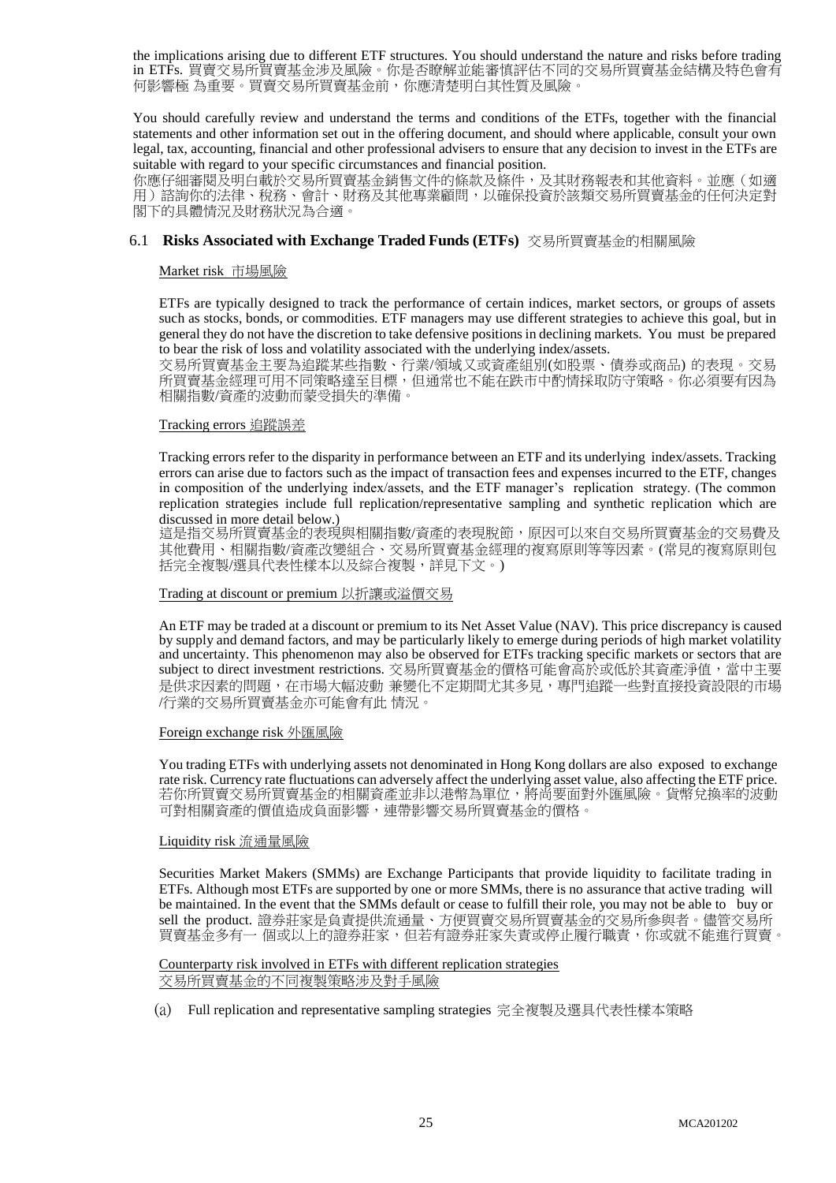the implications arising due to different ETF structures. You should understand the nature and risks before trading in ETFs. 買賣交易所買賣基金涉及風險。你是否瞭解並能審慎評估不同的交易所買賣基金結構及特色會有何影響極 為重要。買賣交易所買賣基金前，你應清楚明白其性質及風險。

You should carefully review and understand the terms and conditions of the ETFs, together with the financial statements and other information set out in the offering document, and should where applicable, consult your own legal, tax, accounting, financial and other professional advisers to ensure that any decision to invest in the ETFs are suitable with regard to your specific circumstances and financial position.
你應仔細審閱及明白載於交易所買賣基金銷售文件的條款及條件，及其財務報表和其他資料。並應（如適用）諮詢你的法律、稅務、會計、財務及其他專業顧問，以確保投資於該類交易所買賣基金的任何決定對閣下的具體情況及財務狀況為合適。

### 6.1 **Risks Associated with Exchange Traded Funds (ETFs)** 交易所買賣基金的相關風險

Market risk 市場風險

ETFs are typically designed to track the performance of certain indices, market sectors, or groups of assets such as stocks, bonds, or commodities. ETF managers may use different strategies to achieve this goal, but in general they do not have the discretion to take defensive positions in declining markets. You must be prepared to bear the risk of loss and volatility associated with the underlying index/assets.
交易所買賣基金主要為追蹤某些指數、行業/領域又或資產組別(如股票、債券或商品) 的表現。交易所買賣基金經理可用不同策略達至目標，但通常也不能在跌市中酌情採取防守策略。你必須要有因為相關指數/資產的波動而蒙受損失的準備。

Tracking errors 追蹤誤差

Tracking errors refer to the disparity in performance between an ETF and its underlying index/assets. Tracking errors can arise due to factors such as the impact of transaction fees and expenses incurred to the ETF, changes in composition of the underlying index/assets, and the ETF manager's replication strategy. (The common replication strategies include full replication/representative sampling and synthetic replication which are discussed in more detail below.)
這是指交易所買賣基金的表現與相關指數/資產的表現脫節，原因可以來自交易所買賣基金的交易費及其他費用、相關指數/資產改變組合、交易所買賣基金經理的複寫原則等等因素。(常見的複寫原則包括完全複製/選具代表性樣本以及綜合複製，詳見下文。)

Trading at discount or premium 以折讓或溢價交易

An ETF may be traded at a discount or premium to its Net Asset Value (NAV). This price discrepancy is caused by supply and demand factors, and may be particularly likely to emerge during periods of high market volatility and uncertainty. This phenomenon may also be observed for ETFs tracking specific markets or sectors that are subject to direct investment restrictions. 交易所買賣基金的價格可能會高於或低於其資產淨值，當中主要是供求因素的問題，在市場大幅波動 兼變化不定期間尤其多見，專門追蹤一些對直接投資設限的市場/行業的交易所買賣基金亦可能會有此 情況。

Foreign exchange risk 外匯風險

You trading ETFs with underlying assets not denominated in Hong Kong dollars are also exposed to exchange rate risk. Currency rate fluctuations can adversely affect the underlying asset value, also affecting the ETF price. 若你所買賣交易所買賣基金的相關資產並非以港幣為單位，將尚要面對外匯風險。貨幣兌換率的波動可對相關資產的價值造成負面影響，連帶影響交易所買賣基金的價格。

Liquidity risk 流通量風險

Securities Market Makers (SMMs) are Exchange Participants that provide liquidity to facilitate trading in ETFs. Although most ETFs are supported by one or more SMMs, there is no assurance that active trading will be maintained. In the event that the SMMs default or cease to fulfill their role, you may not be able to buy or sell the product. 證券莊家是負責提供流通量、方便買賣交易所買賣基金的交易所參與者。儘管交易所買賣基金多有一 個或以上的證券莊家，但若有證券莊家失責或停止履行職責，你或就不能進行買賣。

Counterparty risk involved in ETFs with different replication strategies
交易所買賣基金的不同複製策略涉及對手風險

(a) Full replication and representative sampling strategies 完全複製及選具代表性樣本策略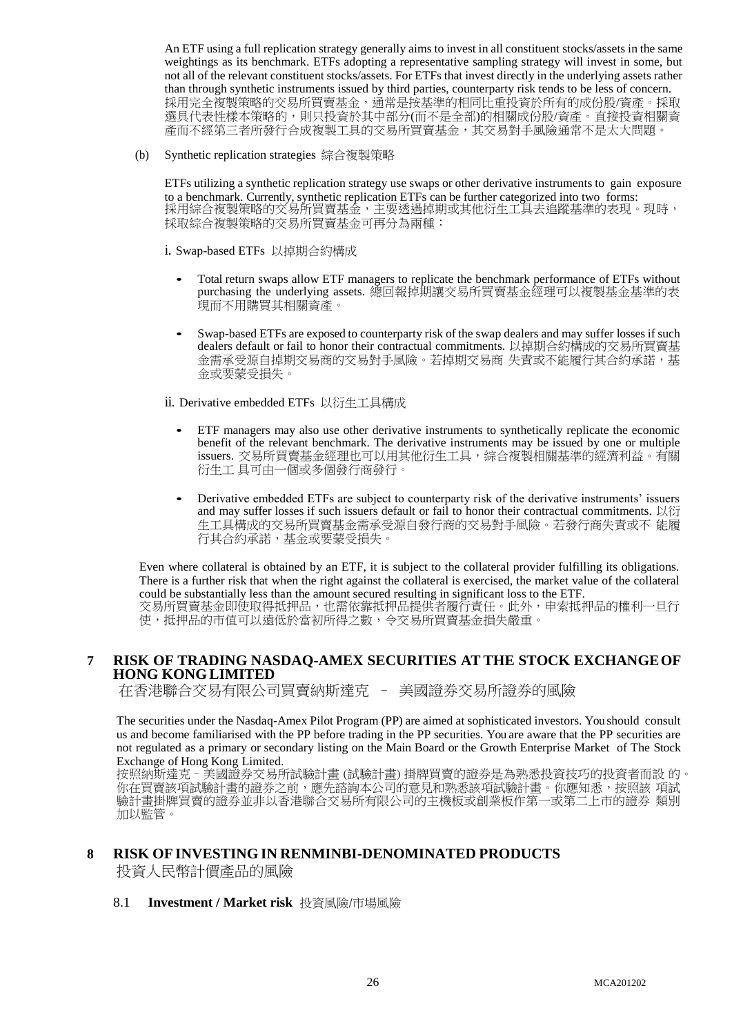An ETF using a full replication strategy generally aims to invest in all constituent stocks/assets in the same weightings as its benchmark. ETFs adopting a representative sampling strategy will invest in some, but not all of the relevant constituent stocks/assets. For ETFs that invest directly in the underlying assets rather than through synthetic instruments issued by third parties, counterparty risk tends to be less of concern.
採用完全複製策略的交易所買賣基金，通常是按基準的相同比重投資於所有的成份股/資產。採取選具代表性樣本策略的，則只投資於其中部分(而不是全部)的相關成份股/資產。直接投資相關資產而不經第三者所發行合成複製工具的交易所買賣基金，其交易對手風險通常不是太大問題。

(b) Synthetic replication strategies 綜合複製策略

ETFs utilizing a synthetic replication strategy use swaps or other derivative instruments to gain exposure to a benchmark. Currently, synthetic replication ETFs can be further categorized into two forms:
採用綜合複製策略的交易所買賣基金，主要透過掉期或其他衍生工具去追蹤基準的表現。現時，採取綜合複製策略的交易所買賣基金可再分為兩種：

i. Swap-based ETFs 以掉期合約構成

- Total return swaps allow ETF managers to replicate the benchmark performance of ETFs without purchasing the underlying assets. 總回報掉期讓交易所買賣基金經理可以複製基金基準的表現而不用購買其相關資產。
- Swap-based ETFs are exposed to counterparty risk of the swap dealers and may suffer losses if such dealers default or fail to honor their contractual commitments. 以掉期合約構成的交易所買賣基金需承受源自掉期交易商的交易對手風險。若掉期交易商 失責或不能履行其合約承諾，基金或要蒙受損失。

ii. Derivative embedded ETFs 以衍生工具構成

- ETF managers may also use other derivative instruments to synthetically replicate the economic benefit of the relevant benchmark. The derivative instruments may be issued by one or multiple issuers. 交易所買賣基金經理也可以用其他衍生工具，綜合複製相關基準的經濟利益。有關衍生工 具可由一個或多個發行商發行。
- Derivative embedded ETFs are subject to counterparty risk of the derivative instruments' issuers and may suffer losses if such issuers default or fail to honor their contractual commitments. 以衍生工具構成的交易所買賣基金需承受源自發行商的交易對手風險。若發行商失責或不 能履行其合約承諾，基金或要蒙受損失。

Even where collateral is obtained by an ETF, it is subject to the collateral provider fulfilling its obligations. There is a further risk that when the right against the collateral is exercised, the market value of the collateral could be substantially less than the amount secured resulting in significant loss to the ETF.
交易所買賣基金即使取得抵押品，也需依靠抵押品提供者履行責任。此外，申索抵押品的權利一旦行使，抵押品的市值可以遠低於當初所得之數，令交易所買賣基金損失嚴重。

## 7 RISK OF TRADING NASDAQ-AMEX SECURITIES AT THE STOCK EXCHANGE OF HONG KONG LIMITED
在香港聯合交易有限公司買賣納斯達克 – 美國證券交易所證券的風險

The securities under the Nasdaq-Amex Pilot Program (PP) are aimed at sophisticated investors. You should consult us and become familiarised with the PP before trading in the PP securities. You are aware that the PP securities are not regulated as a primary or secondary listing on the Main Board or the Growth Enterprise Market of The Stock Exchange of Hong Kong Limited.
按照納斯達克－美國證券交易所試驗計畫 (試驗計畫) 掛牌買賣的證券是為熟悉投資技巧的投資者而設 的。你在買賣該項試驗計畫的證券之前，應先諮詢本公司的意見和熟悉該項試驗計畫。你應知悉，按照該 項試驗計畫掛牌買賣的證券並非以香港聯合交易所有限公司的主機板或創業板作第一或第二上市的證券 類別加以監管。

## 8 RISK OF INVESTING IN RENMINBI-DENOMINATED PRODUCTS
投資人民幣計價產品的風險

8.1 **Investment / Market risk** 投資風險/市場風險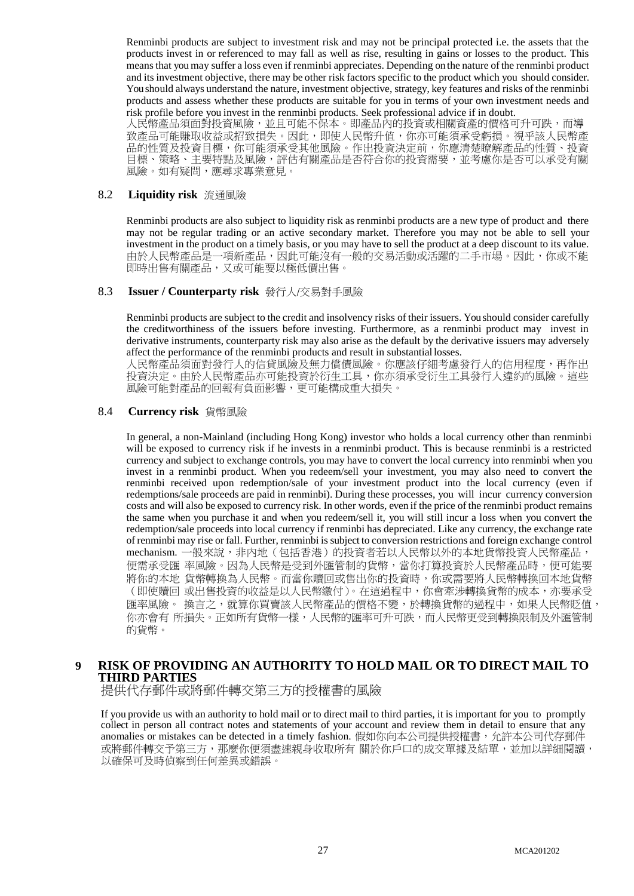Renminbi products are subject to investment risk and may not be principal protected i.e. the assets that the products invest in or referenced to may fall as well as rise, resulting in gains or losses to the product. This means that you may suffer a loss even if renminbi appreciates. Depending on the nature of the renminbi product and its investment objective, there may be other risk factors specific to the product which you should consider. You should always understand the nature, investment objective, strategy, key features and risks of the renminbi products and assess whether these products are suitable for you in terms of your own investment needs and risk profile before you invest in the renminbi products. Seek professional advice if in doubt.
人民幣產品須面對投資風險，並且可能不保本。即產品內的投資或相關資產的價格可升可跌，而導致產品可能賺取收益或招致損失。因此，即使人民幣升值，你亦可能須承受虧損。視乎該人民幣產品的性質及投資目標，你可能須承受其他風險。作出投資決定前，你應清楚瞭解產品的性質、投資目標、策略、主要特點及風險，評估有關產品是否符合你的投資需要，並考慮你是否可以承受有關風險。如有疑問，應尋求專業意見。

### 8.2 **Liquidity risk** 流通風險

Renminbi products are also subject to liquidity risk as renminbi products are a new type of product and there may not be regular trading or an active secondary market. Therefore you may not be able to sell your investment in the product on a timely basis, or you may have to sell the product at a deep discount to its value.
由於人民幣產品是一項新產品，因此可能沒有一般的交易活動或活躍的二手市場。因此，你或不能即時出售有關產品，又或可能要以極低價出售。

### 8.3 **Issuer / Counterparty risk** 發行人/交易對手風險

Renminbi products are subject to the credit and insolvency risks of their issuers. You should consider carefully the creditworthiness of the issuers before investing. Furthermore, as a renminbi product may invest in derivative instruments, counterparty risk may also arise as the default by the derivative issuers may adversely affect the performance of the renminbi products and result in substantial losses.
人民幣產品須面對發行人的信貸風險及無力償債風險。你應該仔細考慮發行人的信用程度，再作出投資決定。由於人民幣產品亦可能投資於衍生工具，你亦須承受衍生工具發行人違約的風險。這些風險可能對產品的回報有負面影響，更可能構成重大損失。

### 8.4 **Currency risk** 貨幣風險

In general, a non-Mainland (including Hong Kong) investor who holds a local currency other than renminbi will be exposed to currency risk if he invests in a renminbi product. This is because renminbi is a restricted currency and subject to exchange controls, you may have to convert the local currency into renminbi when you invest in a renminbi product. When you redeem/sell your investment, you may also need to convert the renminbi received upon redemption/sale of your investment product into the local currency (even if redemptions/sale proceeds are paid in renminbi). During these processes, you will incur currency conversion costs and will also be exposed to currency risk. In other words, even if the price of the renminbi product remains the same when you purchase it and when you redeem/sell it, you will still incur a loss when you convert the redemption/sale proceeds into local currency if renminbi has depreciated. Like any currency, the exchange rate of renminbi may rise or fall. Further, renminbi is subject to conversion restrictions and foreign exchange control mechanism. 一般來說，非內地（包括香港）的投資者若以人民幣以外的本地貨幣投資人民幣產品，便需承受匯 率風險。因為人民幣是受到外匯管制的貨幣，當你打算投資於人民幣產品時，便可能要將你的本地 貨幣轉換為人民幣。而當你贖回或售出你的投資時，你或需要將人民幣轉換回本地貨幣（即使贖回 或出售投資的收益是以人民幣繳付）。在這過程中，你會牽涉轉換貨幣的成本，亦要承受匯率風險。 換言之，就算你買賣該人民幣產品的價格不變，於轉換貨幣的過程中，如果人民幣貶值，你亦會有 所損失。正如所有貨幣一樣，人民幣的匯率可升可跌，而人民幣更受到轉換限制及外匯管制的貨幣。

## 9 RISK OF PROVIDING AN AUTHORITY TO HOLD MAIL OR TO DIRECT MAIL TO THIRD PARTIES
提供代存郵件或將郵件轉交第三方的授權書的風險

If you provide us with an authority to hold mail or to direct mail to third parties, it is important for you to promptly collect in person all contract notes and statements of your account and review them in detail to ensure that any anomalies or mistakes can be detected in a timely fashion. 假如你向本公司提供授權書，允許本公司代存郵件或將郵件轉交予第三方，那麼你便須盡速親身收取所有 關於你戶口的成交單據及結單，並加以詳細閱讀，以確保可及時偵察到任何差異或錯誤。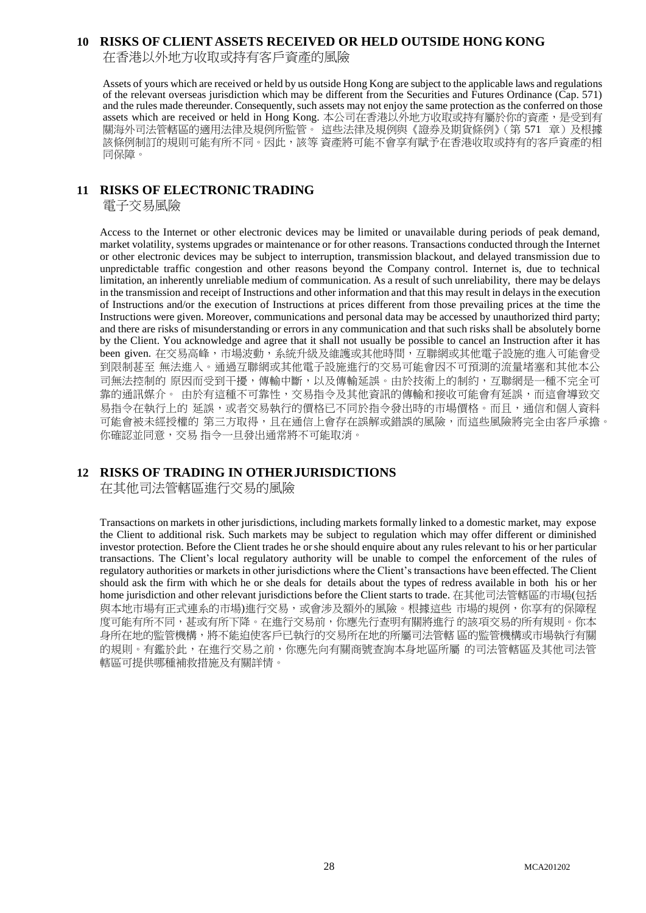## 10 RISKS OF CLIENT ASSETS RECEIVED OR HELD OUTSIDE HONG KONG

在香港以外地方收取或持有客戶資產的風險

Assets of yours which are received or held by us outside Hong Kong are subject to the applicable laws and regulations of the relevant overseas jurisdiction which may be different from the Securities and Futures Ordinance (Cap. 571) and the rules made thereunder. Consequently, such assets may not enjoy the same protection as the conferred on those assets which are received or held in Hong Kong. 本公司在香港以外地方收取或持有屬於你的資產，是受到有關海外司法管轄區的適用法律及規例所監管。 這些法律及規例與《證券及期貨條例》(第 571 章）及根據該條例制訂的規則可能有所不同。因此，該等 資產將可能不會享有賦予在香港收取或持有的客戶資產的相同保障。

## 11 RISKS OF ELECTRONIC TRADING

電子交易風險

Access to the Internet or other electronic devices may be limited or unavailable during periods of peak demand, market volatility, systems upgrades or maintenance or for other reasons. Transactions conducted through the Internet or other electronic devices may be subject to interruption, transmission blackout, and delayed transmission due to unpredictable traffic congestion and other reasons beyond the Company control. Internet is, due to technical limitation, an inherently unreliable medium of communication. As a result of such unreliability, there may be delays in the transmission and receipt of Instructions and other information and that this may result in delays in the execution of Instructions and/or the execution of Instructions at prices different from those prevailing prices at the time the Instructions were given. Moreover, communications and personal data may be accessed by unauthorized third party; and there are risks of misunderstanding or errors in any communication and that such risks shall be absolutely borne by the Client. You acknowledge and agree that it shall not usually be possible to cancel an Instruction after it has been given. 在交易高峰，市場波動，系統升級及維護或其他時間，互聯網或其他電子設施的進入可能會受到限制甚至 無法進入。通過互聯網或其他電子設施進行的交易可能會因不可預測的流量堵塞和其他本公司無法控制的 原因而受到干擾，傳輸中斷，以及傳輸延誤。由於技術上的制約，互聯網是一種不完全可靠的通訊媒介。 由於有這種不可靠性，交易指令及其他資訊的傳輸和接收可能會有延誤，而這會導致交易指令在執行上的 延誤，或者交易執行的價格已不同於指令發出時的市場價格。而且，通信和個人資料可能會被未經授權的 第三方取得，且在通信上會存在誤解或錯誤的風險，而這些風險將完全由客戶承擔。你確認並同意，交易 指令一旦發出通常將不可能取消。

## 12 RISKS OF TRADING IN OTHERJURISDICTIONS

在其他司法管轄區進行交易的風險

Transactions on markets in other jurisdictions, including markets formally linked to a domestic market, may expose the Client to additional risk. Such markets may be subject to regulation which may offer different or diminished investor protection. Before the Client trades he or she should enquire about any rules relevant to his or her particular transactions. The Client's local regulatory authority will be unable to compel the enforcement of the rules of regulatory authorities or markets in other jurisdictions where the Client's transactions have been effected. The Client should ask the firm with which he or she deals for details about the types of redress available in both his or her home jurisdiction and other relevant jurisdictions before the Client starts to trade. 在其他司法管轄區的市場(包括與本地市場有正式連系的市場)進行交易，或會涉及額外的風險。根據這些 市場的規例，你享有的保障程度可能有所不同，甚或有所下降。在進行交易前，你應先行查明有關將進行 的該項交易的所有規則。你本身所在地的監管機構，將不能迫使客戶已執行的交易所在地的所屬司法管轄 區的監管機構或市場執行有關的規則。有鑑於此，在進行交易之前，你應先向有關商號查詢本身地區所屬 的司法管轄區及其他司法管轄區可提供哪種補救措施及有關詳情。